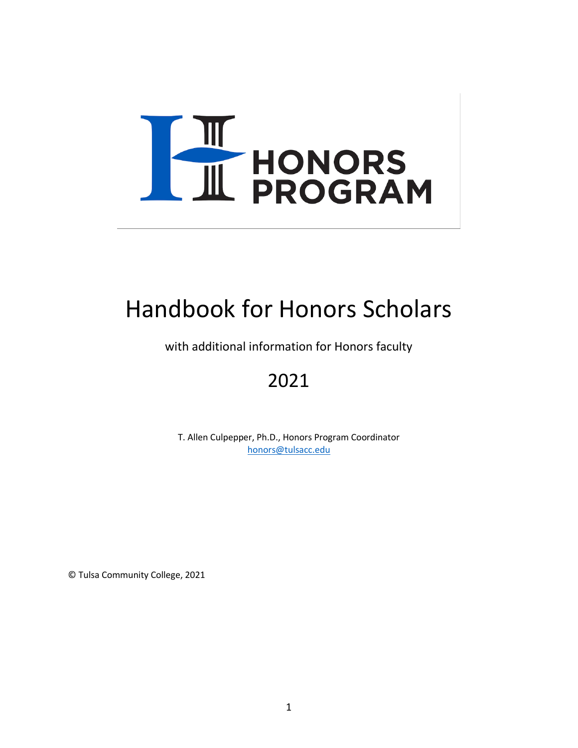HONORS PROGRAM

# Handbook for Honors Scholars

with additional information for Honors faculty

## 2021

T. Allen Culpepper, Ph.D., Honors Program Coordinator
honors@tulsacc.edu

© Tulsa Community College, 2021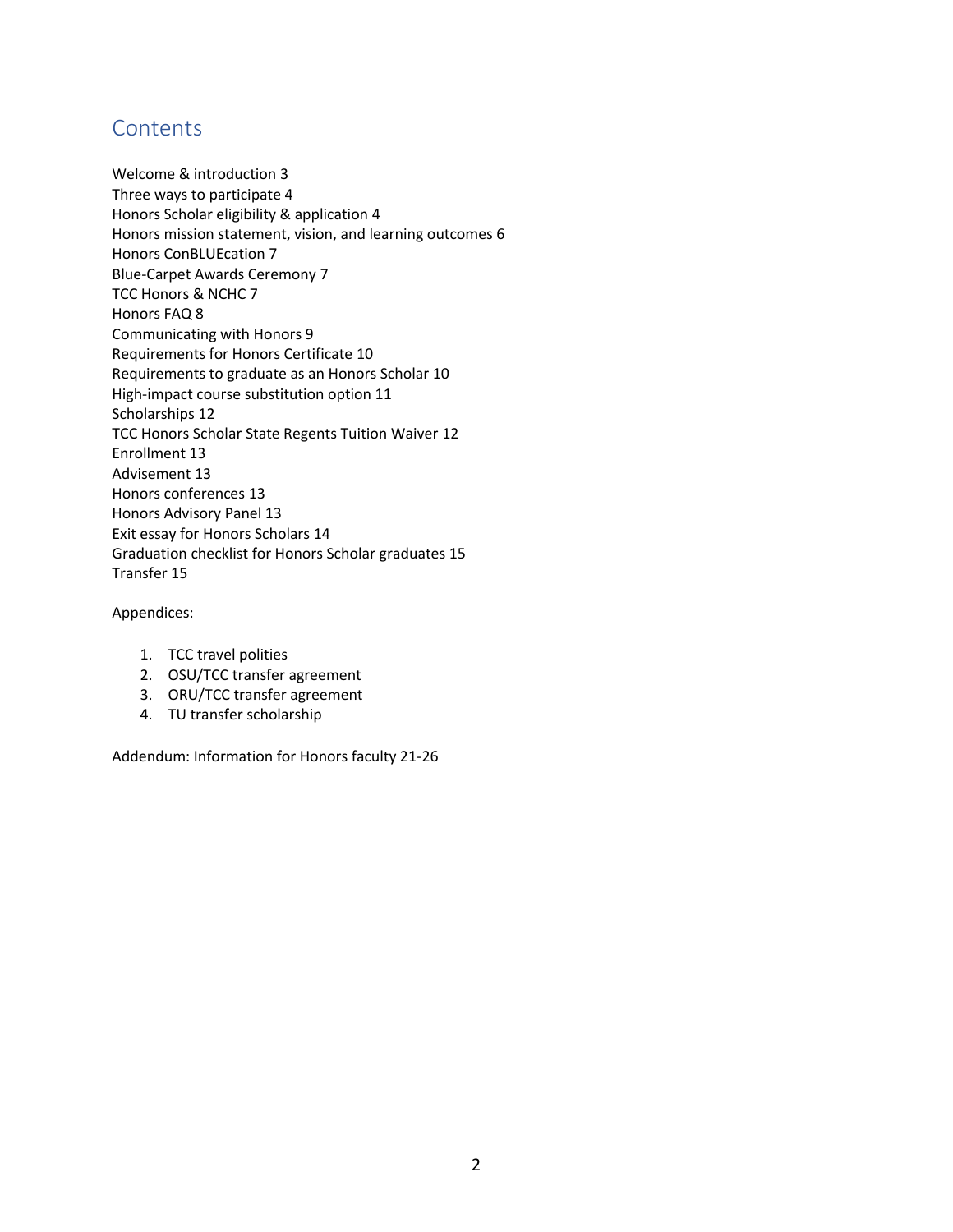## Contents

Welcome & introduction 3
Three ways to participate 4
Honors Scholar eligibility & application 4
Honors mission statement, vision, and learning outcomes 6
Honors ConBLUEcation 7
Blue-Carpet Awards Ceremony 7
TCC Honors & NCHC 7
Honors FAQ 8
Communicating with Honors 9
Requirements for Honors Certificate 10
Requirements to graduate as an Honors Scholar 10
High-impact course substitution option 11
Scholarships 12
TCC Honors Scholar State Regents Tuition Waiver 12
Enrollment 13
Advisement 13
Honors conferences 13
Honors Advisory Panel 13
Exit essay for Honors Scholars 14
Graduation checklist for Honors Scholar graduates 15
Transfer 15

Appendices:

1. TCC travel polities
2. OSU/TCC transfer agreement
3. ORU/TCC transfer agreement
4. TU transfer scholarship

Addendum: Information for Honors faculty 21-26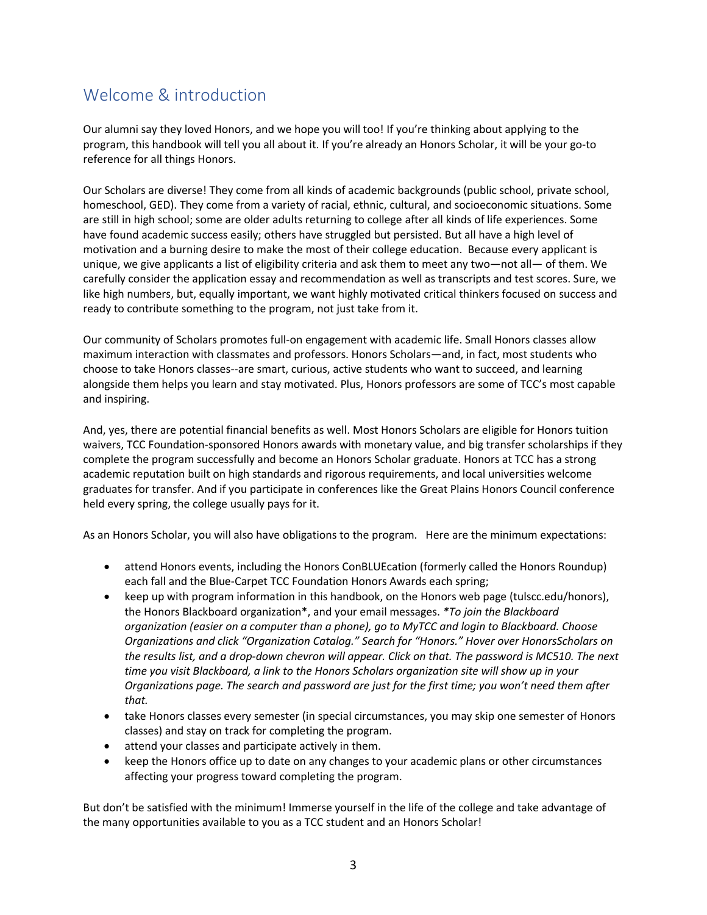## Welcome & introduction

Our alumni say they loved Honors, and we hope you will too! If you're thinking about applying to the program, this handbook will tell you all about it. If you're already an Honors Scholar, it will be your go-to reference for all things Honors.

Our Scholars are diverse! They come from all kinds of academic backgrounds (public school, private school, homeschool, GED). They come from a variety of racial, ethnic, cultural, and socioeconomic situations. Some are still in high school; some are older adults returning to college after all kinds of life experiences. Some have found academic success easily; others have struggled but persisted. But all have a high level of motivation and a burning desire to make the most of their college education. Because every applicant is unique, we give applicants a list of eligibility criteria and ask them to meet any two—not all— of them. We carefully consider the application essay and recommendation as well as transcripts and test scores. Sure, we like high numbers, but, equally important, we want highly motivated critical thinkers focused on success and ready to contribute something to the program, not just take from it.

Our community of Scholars promotes full-on engagement with academic life. Small Honors classes allow maximum interaction with classmates and professors. Honors Scholars—and, in fact, most students who choose to take Honors classes--are smart, curious, active students who want to succeed, and learning alongside them helps you learn and stay motivated. Plus, Honors professors are some of TCC's most capable and inspiring.

And, yes, there are potential financial benefits as well. Most Honors Scholars are eligible for Honors tuition waivers, TCC Foundation-sponsored Honors awards with monetary value, and big transfer scholarships if they complete the program successfully and become an Honors Scholar graduate. Honors at TCC has a strong academic reputation built on high standards and rigorous requirements, and local universities welcome graduates for transfer. And if you participate in conferences like the Great Plains Honors Council conference held every spring, the college usually pays for it.

As an Honors Scholar, you will also have obligations to the program. Here are the minimum expectations:

- attend Honors events, including the Honors ConBLUEcation (formerly called the Honors Roundup) each fall and the Blue-Carpet TCC Foundation Honors Awards each spring;
- keep up with program information in this handbook, on the Honors web page (tulscc.edu/honors), the Honors Blackboard organization*, and your email messages. *\*To join the Blackboard organization (easier on a computer than a phone), go to MyTCC and login to Blackboard. Choose Organizations and click "Organization Catalog." Search for "Honors." Hover over HonorsScholars on the results list, and a drop-down chevron will appear. Click on that. The password is MC510. The next time you visit Blackboard, a link to the Honors Scholars organization site will show up in your Organizations page. The search and password are just for the first time; you won't need them after that.*
- take Honors classes every semester (in special circumstances, you may skip one semester of Honors classes) and stay on track for completing the program.
- attend your classes and participate actively in them.
- keep the Honors office up to date on any changes to your academic plans or other circumstances affecting your progress toward completing the program.

But don't be satisfied with the minimum! Immerse yourself in the life of the college and take advantage of the many opportunities available to you as a TCC student and an Honors Scholar!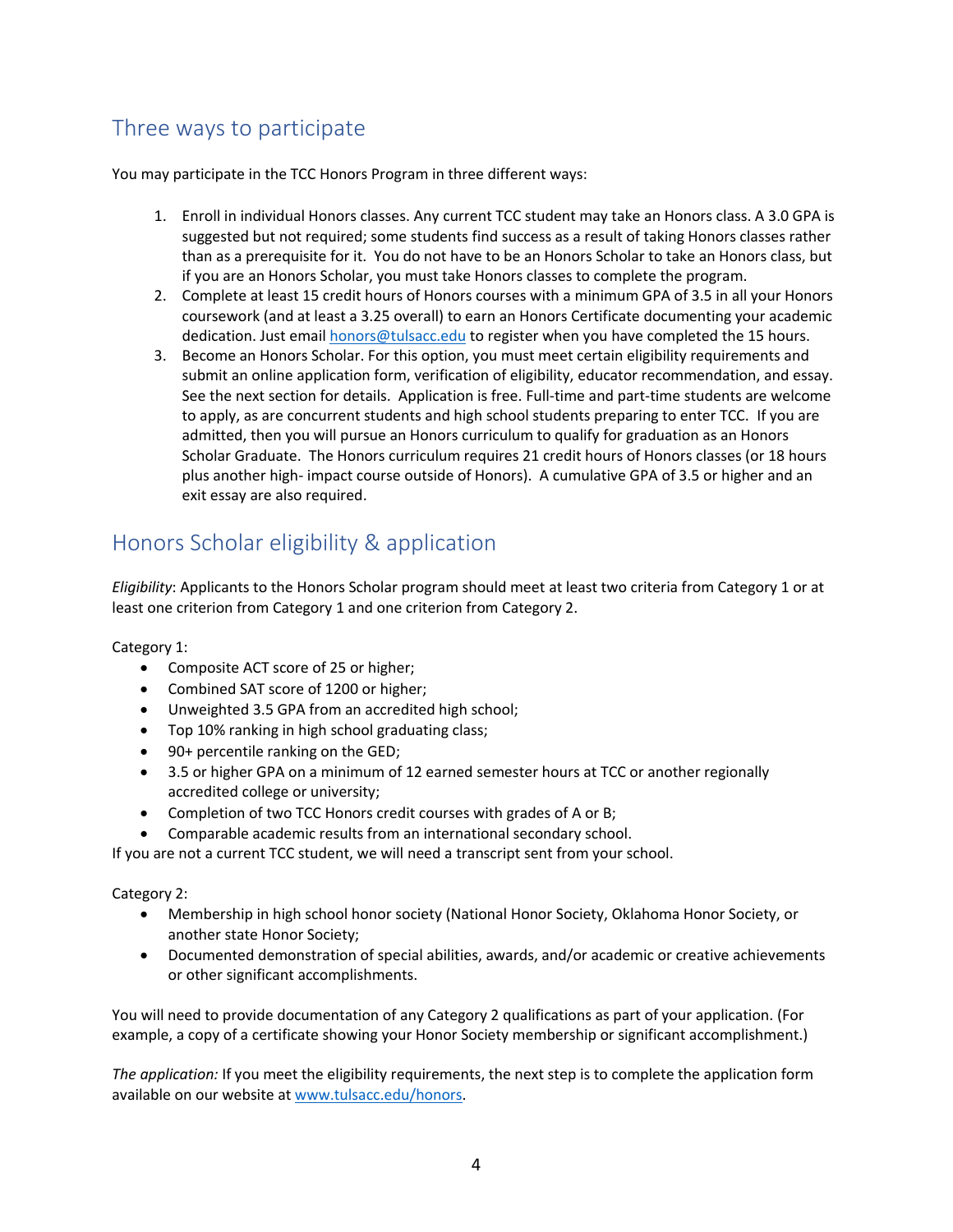## Three ways to participate

You may participate in the TCC Honors Program in three different ways:

1. Enroll in individual Honors classes. Any current TCC student may take an Honors class. A 3.0 GPA is suggested but not required; some students find success as a result of taking Honors classes rather than as a prerequisite for it. You do not have to be an Honors Scholar to take an Honors class, but if you are an Honors Scholar, you must take Honors classes to complete the program.
2. Complete at least 15 credit hours of Honors courses with a minimum GPA of 3.5 in all your Honors coursework (and at least a 3.25 overall) to earn an Honors Certificate documenting your academic dedication. Just email honors@tulsacc.edu to register when you have completed the 15 hours.
3. Become an Honors Scholar. For this option, you must meet certain eligibility requirements and submit an online application form, verification of eligibility, educator recommendation, and essay. See the next section for details. Application is free. Full-time and part-time students are welcome to apply, as are concurrent students and high school students preparing to enter TCC. If you are admitted, then you will pursue an Honors curriculum to qualify for graduation as an Honors Scholar Graduate. The Honors curriculum requires 21 credit hours of Honors classes (or 18 hours plus another high- impact course outside of Honors). A cumulative GPA of 3.5 or higher and an exit essay are also required.

## Honors Scholar eligibility & application

*Eligibility*: Applicants to the Honors Scholar program should meet at least two criteria from Category 1 or at least one criterion from Category 1 and one criterion from Category 2.

Category 1:

- Composite ACT score of 25 or higher;
- Combined SAT score of 1200 or higher;
- Unweighted 3.5 GPA from an accredited high school;
- Top 10% ranking in high school graduating class;
- 90+ percentile ranking on the GED;
- 3.5 or higher GPA on a minimum of 12 earned semester hours at TCC or another regionally accredited college or university;
- Completion of two TCC Honors credit courses with grades of A or B;
- Comparable academic results from an international secondary school.

If you are not a current TCC student, we will need a transcript sent from your school.

Category 2:

- Membership in high school honor society (National Honor Society, Oklahoma Honor Society, or another state Honor Society;
- Documented demonstration of special abilities, awards, and/or academic or creative achievements or other significant accomplishments.

You will need to provide documentation of any Category 2 qualifications as part of your application. (For example, a copy of a certificate showing your Honor Society membership or significant accomplishment.)

*The application:* If you meet the eligibility requirements, the next step is to complete the application form available on our website at www.tulsacc.edu/honors.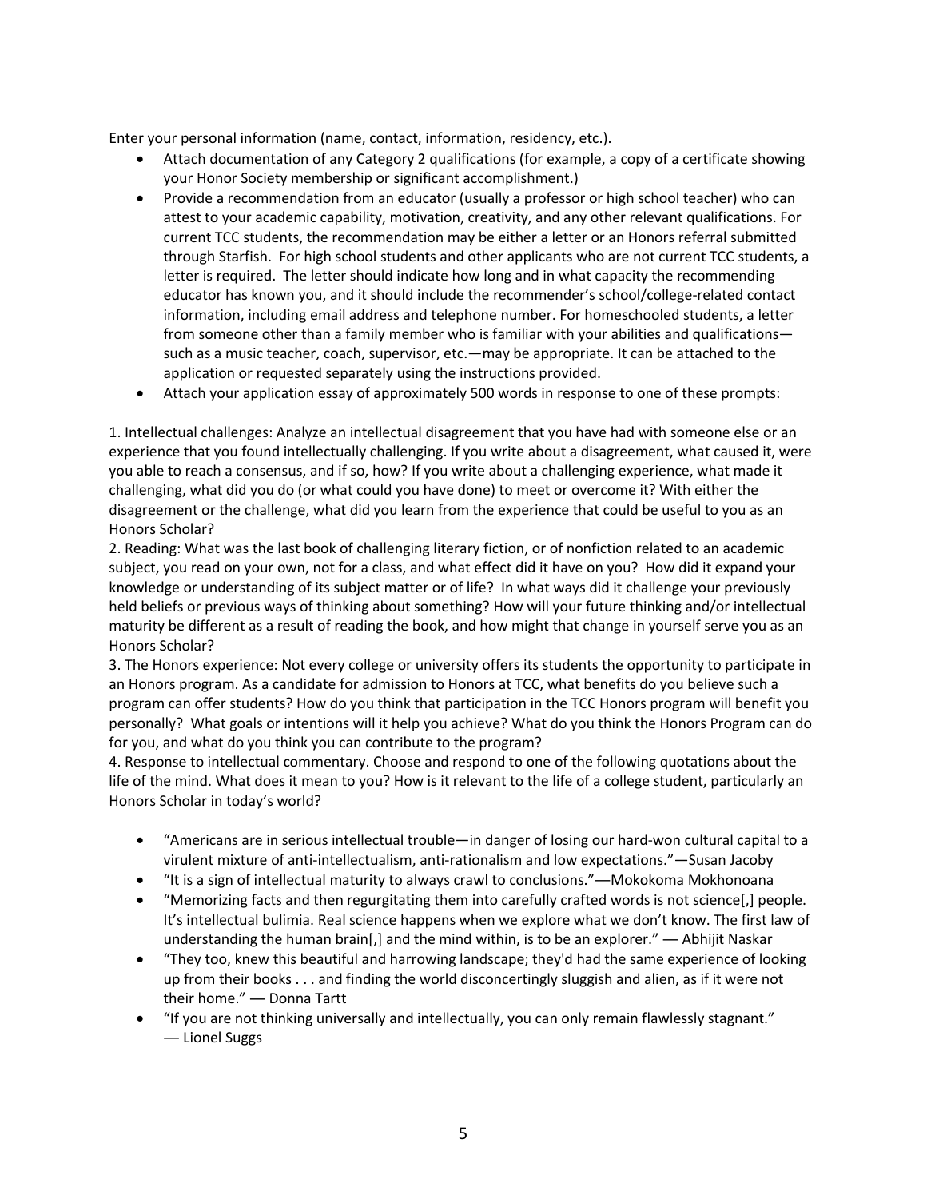Enter your personal information (name, contact, information, residency, etc.).

- Attach documentation of any Category 2 qualifications (for example, a copy of a certificate showing your Honor Society membership or significant accomplishment.)
- Provide a recommendation from an educator (usually a professor or high school teacher) who can attest to your academic capability, motivation, creativity, and any other relevant qualifications. For current TCC students, the recommendation may be either a letter or an Honors referral submitted through Starfish. For high school students and other applicants who are not current TCC students, a letter is required. The letter should indicate how long and in what capacity the recommending educator has known you, and it should include the recommender's school/college-related contact information, including email address and telephone number. For homeschooled students, a letter from someone other than a family member who is familiar with your abilities and qualifications—such as a music teacher, coach, supervisor, etc.—may be appropriate. It can be attached to the application or requested separately using the instructions provided.
- Attach your application essay of approximately 500 words in response to one of these prompts:

1. Intellectual challenges: Analyze an intellectual disagreement that you have had with someone else or an experience that you found intellectually challenging. If you write about a disagreement, what caused it, were you able to reach a consensus, and if so, how? If you write about a challenging experience, what made it challenging, what did you do (or what could you have done) to meet or overcome it? With either the disagreement or the challenge, what did you learn from the experience that could be useful to you as an Honors Scholar?
2. Reading: What was the last book of challenging literary fiction, or of nonfiction related to an academic subject, you read on your own, not for a class, and what effect did it have on you? How did it expand your knowledge or understanding of its subject matter or of life? In what ways did it challenge your previously held beliefs or previous ways of thinking about something? How will your future thinking and/or intellectual maturity be different as a result of reading the book, and how might that change in yourself serve you as an Honors Scholar?
3. The Honors experience: Not every college or university offers its students the opportunity to participate in an Honors program. As a candidate for admission to Honors at TCC, what benefits do you believe such a program can offer students? How do you think that participation in the TCC Honors program will benefit you personally? What goals or intentions will it help you achieve? What do you think the Honors Program can do for you, and what do you think you can contribute to the program?
4. Response to intellectual commentary. Choose and respond to one of the following quotations about the life of the mind. What does it mean to you? How is it relevant to the life of a college student, particularly an Honors Scholar in today's world?

- "Americans are in serious intellectual trouble—in danger of losing our hard-won cultural capital to a virulent mixture of anti-intellectualism, anti-rationalism and low expectations."—Susan Jacoby
- "It is a sign of intellectual maturity to always crawl to conclusions."―Mokokoma Mokhonoana
- "Memorizing facts and then regurgitating them into carefully crafted words is not science[,] people. It's intellectual bulimia. Real science happens when we explore what we don't know. The first law of understanding the human brain[,] and the mind within, is to be an explorer." ― Abhijit Naskar
- "They too, knew this beautiful and harrowing landscape; they'd had the same experience of looking up from their books . . . and finding the world disconcertingly sluggish and alien, as if it were not their home." ― Donna Tartt
- "If you are not thinking universally and intellectually, you can only remain flawlessly stagnant." ― Lionel Suggs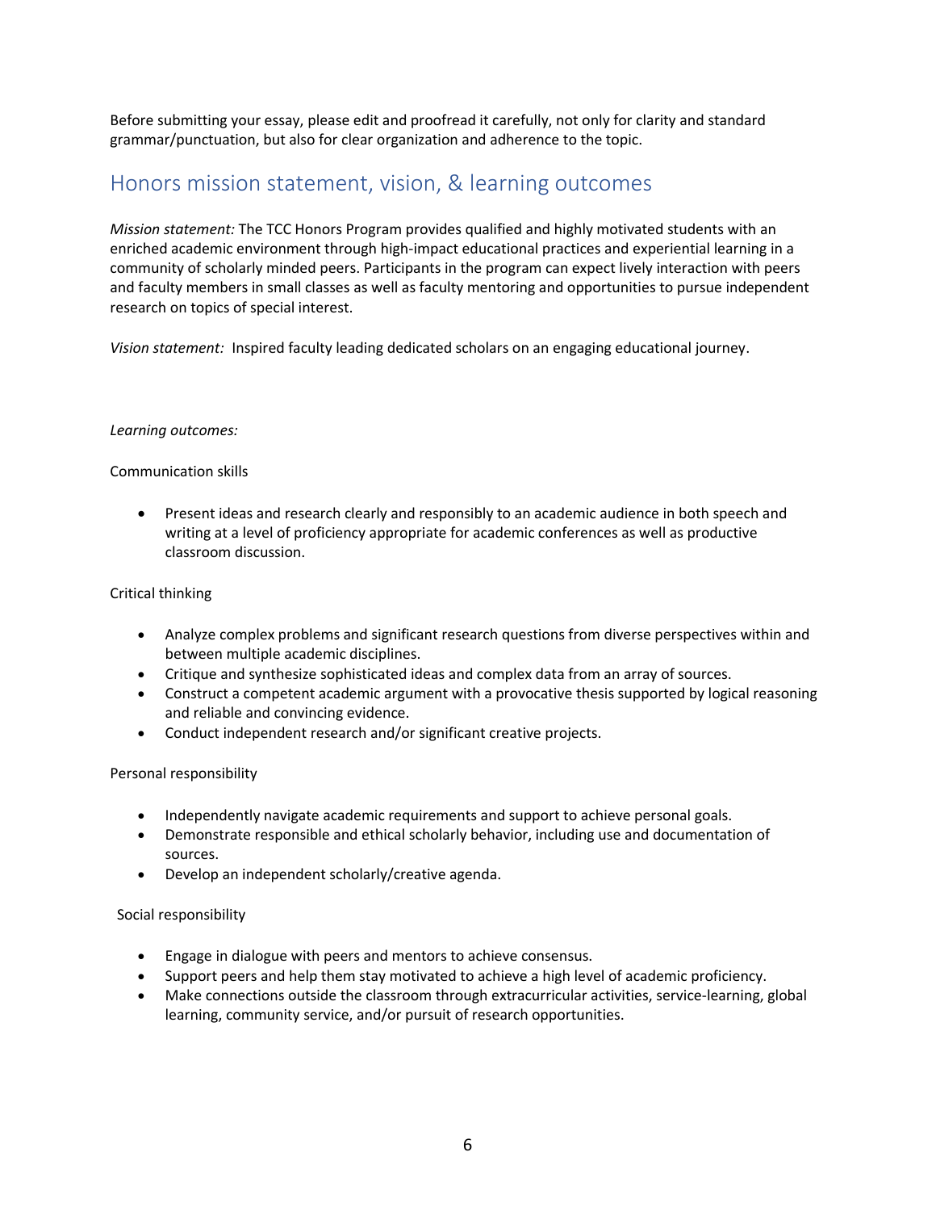Before submitting your essay, please edit and proofread it carefully, not only for clarity and standard grammar/punctuation, but also for clear organization and adherence to the topic.

## Honors mission statement, vision, & learning outcomes

*Mission statement:* The TCC Honors Program provides qualified and highly motivated students with an enriched academic environment through high-impact educational practices and experiential learning in a community of scholarly minded peers. Participants in the program can expect lively interaction with peers and faculty members in small classes as well as faculty mentoring and opportunities to pursue independent research on topics of special interest.

*Vision statement:* Inspired faculty leading dedicated scholars on an engaging educational journey.

*Learning outcomes:*

Communication skills

- Present ideas and research clearly and responsibly to an academic audience in both speech and writing at a level of proficiency appropriate for academic conferences as well as productive classroom discussion.

Critical thinking

- Analyze complex problems and significant research questions from diverse perspectives within and between multiple academic disciplines.
- Critique and synthesize sophisticated ideas and complex data from an array of sources.
- Construct a competent academic argument with a provocative thesis supported by logical reasoning and reliable and convincing evidence.
- Conduct independent research and/or significant creative projects.

Personal responsibility

- Independently navigate academic requirements and support to achieve personal goals.
- Demonstrate responsible and ethical scholarly behavior, including use and documentation of sources.
- Develop an independent scholarly/creative agenda.

Social responsibility

- Engage in dialogue with peers and mentors to achieve consensus.
- Support peers and help them stay motivated to achieve a high level of academic proficiency.
- Make connections outside the classroom through extracurricular activities, service-learning, global learning, community service, and/or pursuit of research opportunities.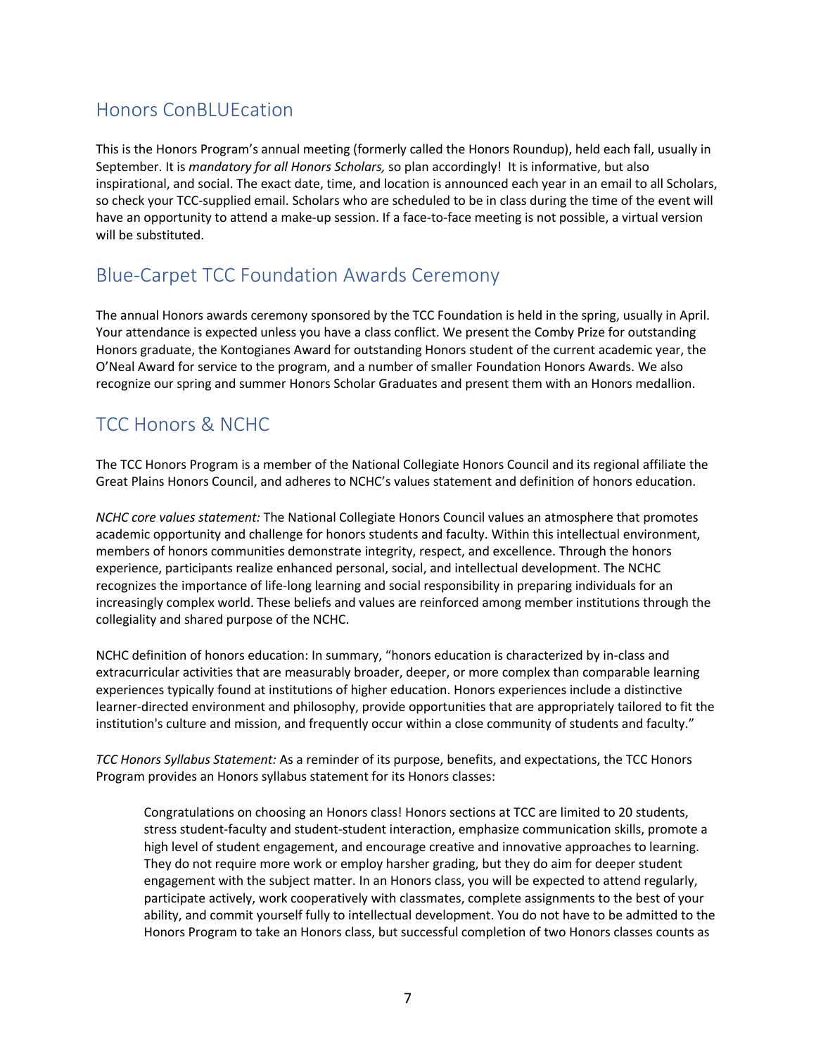## Honors ConBLUEcation

This is the Honors Program's annual meeting (formerly called the Honors Roundup), held each fall, usually in September. It is *mandatory for all Honors Scholars,* so plan accordingly! It is informative, but also inspirational, and social. The exact date, time, and location is announced each year in an email to all Scholars, so check your TCC-supplied email. Scholars who are scheduled to be in class during the time of the event will have an opportunity to attend a make-up session. If a face-to-face meeting is not possible, a virtual version will be substituted.

## Blue-Carpet TCC Foundation Awards Ceremony

The annual Honors awards ceremony sponsored by the TCC Foundation is held in the spring, usually in April. Your attendance is expected unless you have a class conflict. We present the Comby Prize for outstanding Honors graduate, the Kontogianes Award for outstanding Honors student of the current academic year, the O'Neal Award for service to the program, and a number of smaller Foundation Honors Awards. We also recognize our spring and summer Honors Scholar Graduates and present them with an Honors medallion.

## TCC Honors & NCHC

The TCC Honors Program is a member of the National Collegiate Honors Council and its regional affiliate the Great Plains Honors Council, and adheres to NCHC's values statement and definition of honors education.

*NCHC core values statement:* The National Collegiate Honors Council values an atmosphere that promotes academic opportunity and challenge for honors students and faculty. Within this intellectual environment, members of honors communities demonstrate integrity, respect, and excellence. Through the honors experience, participants realize enhanced personal, social, and intellectual development. The NCHC recognizes the importance of life-long learning and social responsibility in preparing individuals for an increasingly complex world. These beliefs and values are reinforced among member institutions through the collegiality and shared purpose of the NCHC.

NCHC definition of honors education: In summary, "honors education is characterized by in-class and extracurricular activities that are measurably broader, deeper, or more complex than comparable learning experiences typically found at institutions of higher education. Honors experiences include a distinctive learner-directed environment and philosophy, provide opportunities that are appropriately tailored to fit the institution's culture and mission, and frequently occur within a close community of students and faculty."

*TCC Honors Syllabus Statement:* As a reminder of its purpose, benefits, and expectations, the TCC Honors Program provides an Honors syllabus statement for its Honors classes:

> Congratulations on choosing an Honors class! Honors sections at TCC are limited to 20 students, stress student-faculty and student-student interaction, emphasize communication skills, promote a high level of student engagement, and encourage creative and innovative approaches to learning. They do not require more work or employ harsher grading, but they do aim for deeper student engagement with the subject matter. In an Honors class, you will be expected to attend regularly, participate actively, work cooperatively with classmates, complete assignments to the best of your ability, and commit yourself fully to intellectual development. You do not have to be admitted to the Honors Program to take an Honors class, but successful completion of two Honors classes counts as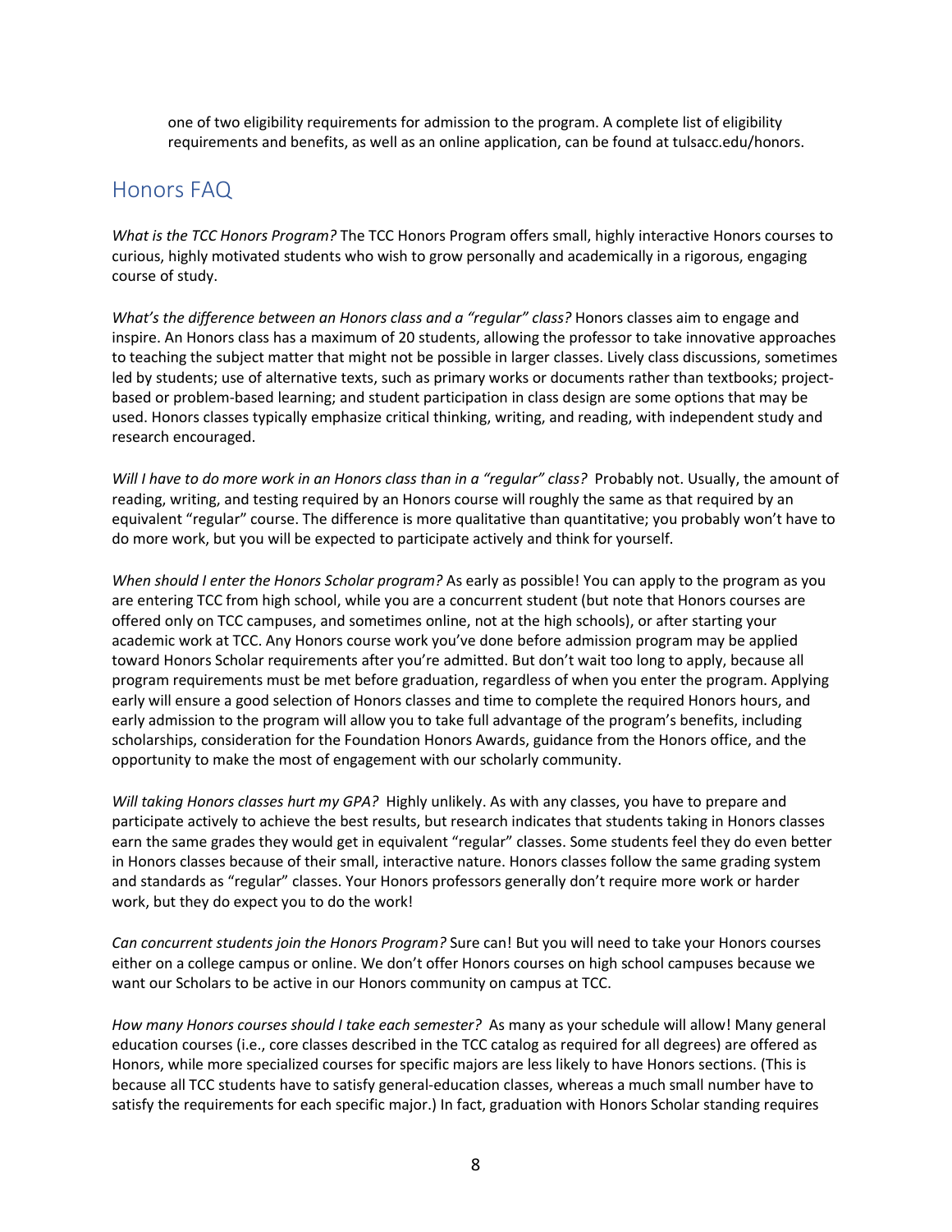one of two eligibility requirements for admission to the program. A complete list of eligibility requirements and benefits, as well as an online application, can be found at tulsacc.edu/honors.

## Honors FAQ

*What is the TCC Honors Program?* The TCC Honors Program offers small, highly interactive Honors courses to curious, highly motivated students who wish to grow personally and academically in a rigorous, engaging course of study.

*What's the difference between an Honors class and a "regular" class?* Honors classes aim to engage and inspire. An Honors class has a maximum of 20 students, allowing the professor to take innovative approaches to teaching the subject matter that might not be possible in larger classes. Lively class discussions, sometimes led by students; use of alternative texts, such as primary works or documents rather than textbooks; project-based or problem-based learning; and student participation in class design are some options that may be used. Honors classes typically emphasize critical thinking, writing, and reading, with independent study and research encouraged.

*Will I have to do more work in an Honors class than in a "regular" class?* Probably not. Usually, the amount of reading, writing, and testing required by an Honors course will roughly the same as that required by an equivalent "regular" course. The difference is more qualitative than quantitative; you probably won't have to do more work, but you will be expected to participate actively and think for yourself.

*When should I enter the Honors Scholar program?* As early as possible! You can apply to the program as you are entering TCC from high school, while you are a concurrent student (but note that Honors courses are offered only on TCC campuses, and sometimes online, not at the high schools), or after starting your academic work at TCC. Any Honors course work you've done before admission program may be applied toward Honors Scholar requirements after you're admitted. But don't wait too long to apply, because all program requirements must be met before graduation, regardless of when you enter the program. Applying early will ensure a good selection of Honors classes and time to complete the required Honors hours, and early admission to the program will allow you to take full advantage of the program's benefits, including scholarships, consideration for the Foundation Honors Awards, guidance from the Honors office, and the opportunity to make the most of engagement with our scholarly community.

*Will taking Honors classes hurt my GPA?* Highly unlikely. As with any classes, you have to prepare and participate actively to achieve the best results, but research indicates that students taking in Honors classes earn the same grades they would get in equivalent "regular" classes. Some students feel they do even better in Honors classes because of their small, interactive nature. Honors classes follow the same grading system and standards as "regular" classes. Your Honors professors generally don't require more work or harder work, but they do expect you to do the work!

*Can concurrent students join the Honors Program?* Sure can! But you will need to take your Honors courses either on a college campus or online. We don't offer Honors courses on high school campuses because we want our Scholars to be active in our Honors community on campus at TCC.

*How many Honors courses should I take each semester?* As many as your schedule will allow! Many general education courses (i.e., core classes described in the TCC catalog as required for all degrees) are offered as Honors, while more specialized courses for specific majors are less likely to have Honors sections. (This is because all TCC students have to satisfy general-education classes, whereas a much small number have to satisfy the requirements for each specific major.) In fact, graduation with Honors Scholar standing requires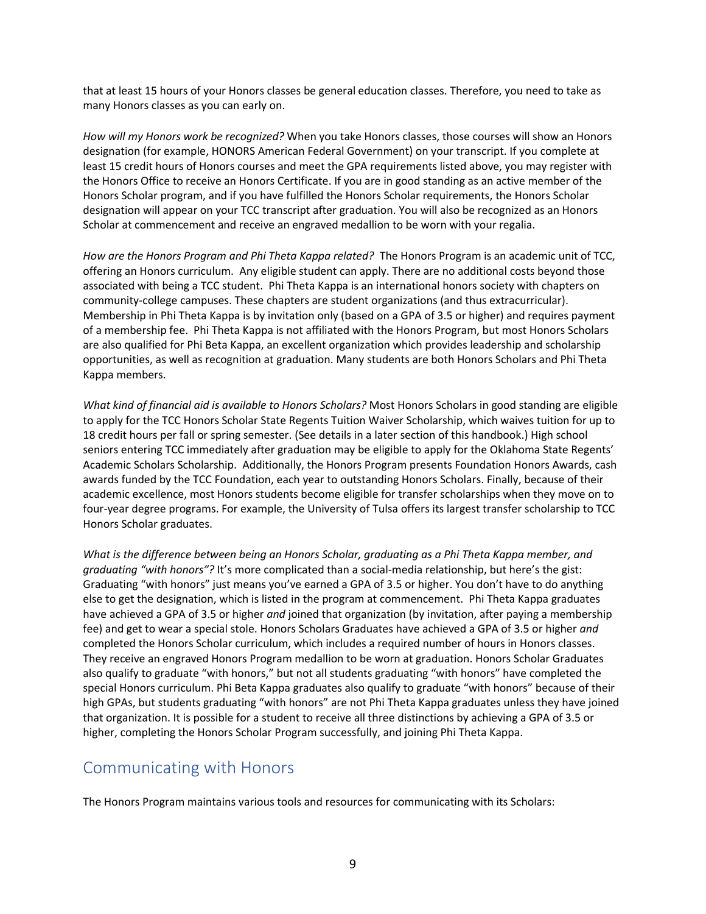that at least 15 hours of your Honors classes be general education classes. Therefore, you need to take as many Honors classes as you can early on.

*How will my Honors work be recognized?* When you take Honors classes, those courses will show an Honors designation (for example, HONORS American Federal Government) on your transcript. If you complete at least 15 credit hours of Honors courses and meet the GPA requirements listed above, you may register with the Honors Office to receive an Honors Certificate. If you are in good standing as an active member of the Honors Scholar program, and if you have fulfilled the Honors Scholar requirements, the Honors Scholar designation will appear on your TCC transcript after graduation. You will also be recognized as an Honors Scholar at commencement and receive an engraved medallion to be worn with your regalia.

*How are the Honors Program and Phi Theta Kappa related?* The Honors Program is an academic unit of TCC, offering an Honors curriculum. Any eligible student can apply. There are no additional costs beyond those associated with being a TCC student. Phi Theta Kappa is an international honors society with chapters on community-college campuses. These chapters are student organizations (and thus extracurricular). Membership in Phi Theta Kappa is by invitation only (based on a GPA of 3.5 or higher) and requires payment of a membership fee. Phi Theta Kappa is not affiliated with the Honors Program, but most Honors Scholars are also qualified for Phi Beta Kappa, an excellent organization which provides leadership and scholarship opportunities, as well as recognition at graduation. Many students are both Honors Scholars and Phi Theta Kappa members.

*What kind of financial aid is available to Honors Scholars?* Most Honors Scholars in good standing are eligible to apply for the TCC Honors Scholar State Regents Tuition Waiver Scholarship, which waives tuition for up to 18 credit hours per fall or spring semester. (See details in a later section of this handbook.) High school seniors entering TCC immediately after graduation may be eligible to apply for the Oklahoma State Regents' Academic Scholars Scholarship. Additionally, the Honors Program presents Foundation Honors Awards, cash awards funded by the TCC Foundation, each year to outstanding Honors Scholars. Finally, because of their academic excellence, most Honors students become eligible for transfer scholarships when they move on to four-year degree programs. For example, the University of Tulsa offers its largest transfer scholarship to TCC Honors Scholar graduates.

*What is the difference between being an Honors Scholar, graduating as a Phi Theta Kappa member, and graduating "with honors"?* It's more complicated than a social-media relationship, but here's the gist: Graduating "with honors" just means you've earned a GPA of 3.5 or higher. You don't have to do anything else to get the designation, which is listed in the program at commencement. Phi Theta Kappa graduates have achieved a GPA of 3.5 or higher *and* joined that organization (by invitation, after paying a membership fee) and get to wear a special stole. Honors Scholars Graduates have achieved a GPA of 3.5 or higher *and* completed the Honors Scholar curriculum, which includes a required number of hours in Honors classes. They receive an engraved Honors Program medallion to be worn at graduation. Honors Scholar Graduates also qualify to graduate "with honors," but not all students graduating "with honors" have completed the special Honors curriculum. Phi Beta Kappa graduates also qualify to graduate "with honors" because of their high GPAs, but students graduating "with honors" are not Phi Theta Kappa graduates unless they have joined that organization. It is possible for a student to receive all three distinctions by achieving a GPA of 3.5 or higher, completing the Honors Scholar Program successfully, and joining Phi Theta Kappa.

## Communicating with Honors

The Honors Program maintains various tools and resources for communicating with its Scholars: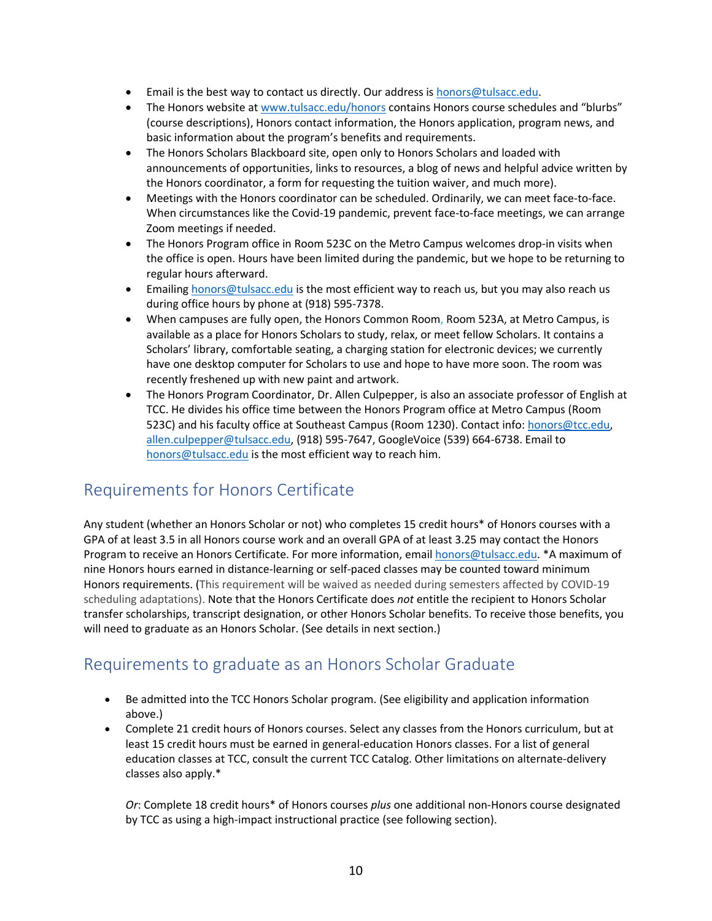- Email is the best way to contact us directly. Our address is honors@tulsacc.edu.
- The Honors website at www.tulsacc.edu/honors contains Honors course schedules and "blurbs" (course descriptions), Honors contact information, the Honors application, program news, and basic information about the program's benefits and requirements.
- The Honors Scholars Blackboard site, open only to Honors Scholars and loaded with announcements of opportunities, links to resources, a blog of news and helpful advice written by the Honors coordinator, a form for requesting the tuition waiver, and much more).
- Meetings with the Honors coordinator can be scheduled. Ordinarily, we can meet face-to-face. When circumstances like the Covid-19 pandemic, prevent face-to-face meetings, we can arrange Zoom meetings if needed.
- The Honors Program office in Room 523C on the Metro Campus welcomes drop-in visits when the office is open. Hours have been limited during the pandemic, but we hope to be returning to regular hours afterward.
- Emailing honors@tulsacc.edu is the most efficient way to reach us, but you may also reach us during office hours by phone at (918) 595-7378.
- When campuses are fully open, the Honors Common Room, Room 523A, at Metro Campus, is available as a place for Honors Scholars to study, relax, or meet fellow Scholars. It contains a Scholars' library, comfortable seating, a charging station for electronic devices; we currently have one desktop computer for Scholars to use and hope to have more soon. The room was recently freshened up with new paint and artwork.
- The Honors Program Coordinator, Dr. Allen Culpepper, is also an associate professor of English at TCC. He divides his office time between the Honors Program office at Metro Campus (Room 523C) and his faculty office at Southeast Campus (Room 1230). Contact info: honors@tcc.edu, allen.culpepper@tulsacc.edu, (918) 595-7647, GoogleVoice (539) 664-6738. Email to honors@tulsacc.edu is the most efficient way to reach him.

## Requirements for Honors Certificate

Any student (whether an Honors Scholar or not) who completes 15 credit hours* of Honors courses with a GPA of at least 3.5 in all Honors course work and an overall GPA of at least 3.25 may contact the Honors Program to receive an Honors Certificate. For more information, email honors@tulsacc.edu. *A maximum of nine Honors hours earned in distance-learning or self-paced classes may be counted toward minimum Honors requirements. (This requirement will be waived as needed during semesters affected by COVID-19 scheduling adaptations). Note that the Honors Certificate does *not* entitle the recipient to Honors Scholar transfer scholarships, transcript designation, or other Honors Scholar benefits. To receive those benefits, you will need to graduate as an Honors Scholar. (See details in next section.)

## Requirements to graduate as an Honors Scholar Graduate

- Be admitted into the TCC Honors Scholar program. (See eligibility and application information above.)
- Complete 21 credit hours of Honors courses. Select any classes from the Honors curriculum, but at least 15 credit hours must be earned in general-education Honors classes. For a list of general education classes at TCC, consult the current TCC Catalog. Other limitations on alternate-delivery classes also apply.*

  *Or*: Complete 18 credit hours* of Honors courses *plus* one additional non-Honors course designated by TCC as using a high-impact instructional practice (see following section).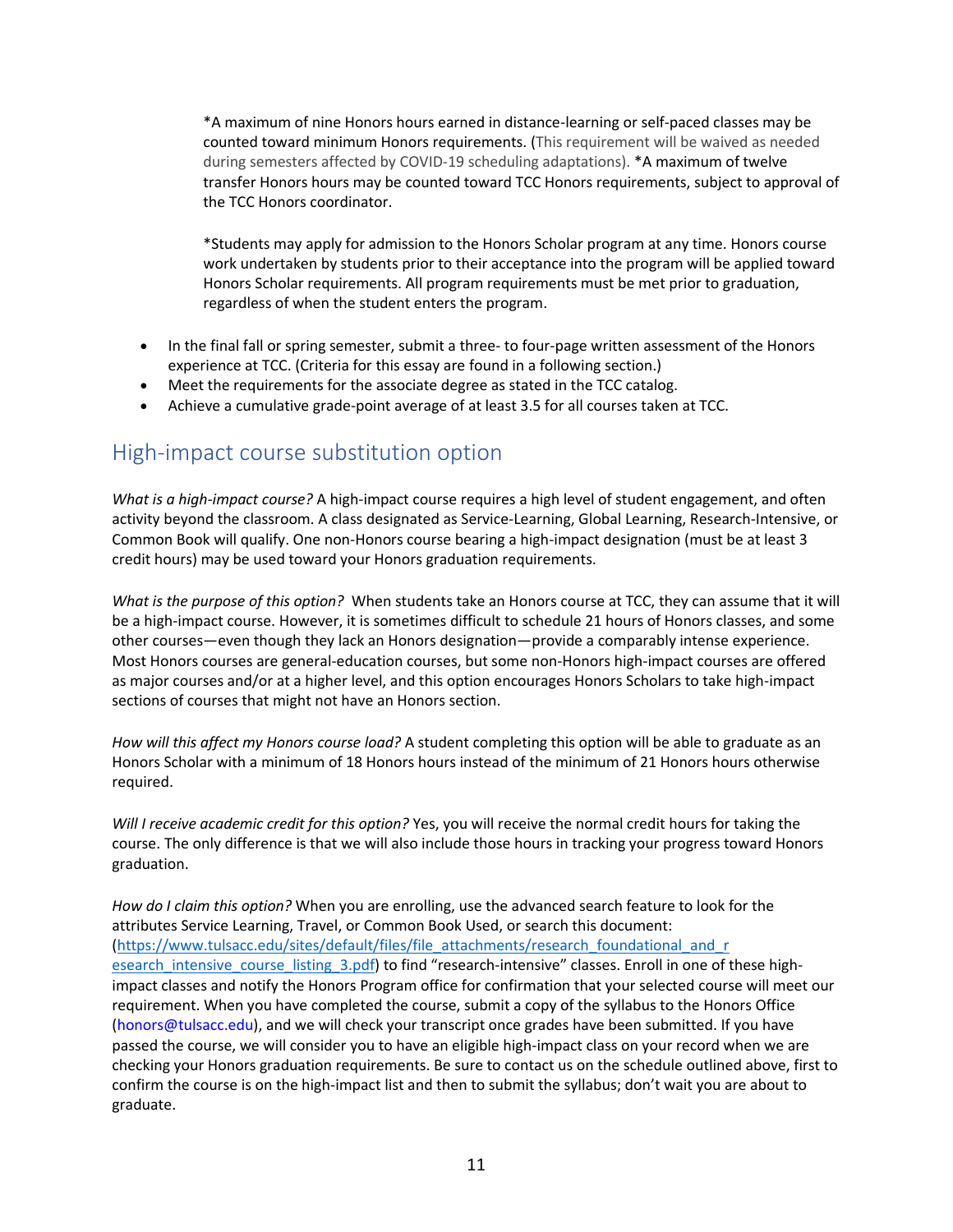*A maximum of nine Honors hours earned in distance-learning or self-paced classes may be counted toward minimum Honors requirements. (This requirement will be waived as needed during semesters affected by COVID-19 scheduling adaptations). *A maximum of twelve transfer Honors hours may be counted toward TCC Honors requirements, subject to approval of the TCC Honors coordinator.

*Students may apply for admission to the Honors Scholar program at any time. Honors course work undertaken by students prior to their acceptance into the program will be applied toward Honors Scholar requirements. All program requirements must be met prior to graduation, regardless of when the student enters the program.

- In the final fall or spring semester, submit a three- to four-page written assessment of the Honors experience at TCC. (Criteria for this essay are found in a following section.)
- Meet the requirements for the associate degree as stated in the TCC catalog.
- Achieve a cumulative grade-point average of at least 3.5 for all courses taken at TCC.

## High-impact course substitution option

*What is a high-impact course?* A high-impact course requires a high level of student engagement, and often activity beyond the classroom. A class designated as Service-Learning, Global Learning, Research-Intensive, or Common Book will qualify. One non-Honors course bearing a high-impact designation (must be at least 3 credit hours) may be used toward your Honors graduation requirements.

*What is the purpose of this option?* When students take an Honors course at TCC, they can assume that it will be a high-impact course. However, it is sometimes difficult to schedule 21 hours of Honors classes, and some other courses—even though they lack an Honors designation—provide a comparably intense experience. Most Honors courses are general-education courses, but some non-Honors high-impact courses are offered as major courses and/or at a higher level, and this option encourages Honors Scholars to take high-impact sections of courses that might not have an Honors section.

*How will this affect my Honors course load?* A student completing this option will be able to graduate as an Honors Scholar with a minimum of 18 Honors hours instead of the minimum of 21 Honors hours otherwise required.

*Will I receive academic credit for this option?* Yes, you will receive the normal credit hours for taking the course. The only difference is that we will also include those hours in tracking your progress toward Honors graduation.

*How do I claim this option?* When you are enrolling, use the advanced search feature to look for the attributes Service Learning, Travel, or Common Book Used, or search this document: (https://www.tulsacc.edu/sites/default/files/file_attachments/research_foundational_and_research_intensive_course_listing_3.pdf) to find "research-intensive" classes. Enroll in one of these high-impact classes and notify the Honors Program office for confirmation that your selected course will meet our requirement. When you have completed the course, submit a copy of the syllabus to the Honors Office (honors@tulsacc.edu), and we will check your transcript once grades have been submitted. If you have passed the course, we will consider you to have an eligible high-impact class on your record when we are checking your Honors graduation requirements. Be sure to contact us on the schedule outlined above, first to confirm the course is on the high-impact list and then to submit the syllabus; don't wait you are about to graduate.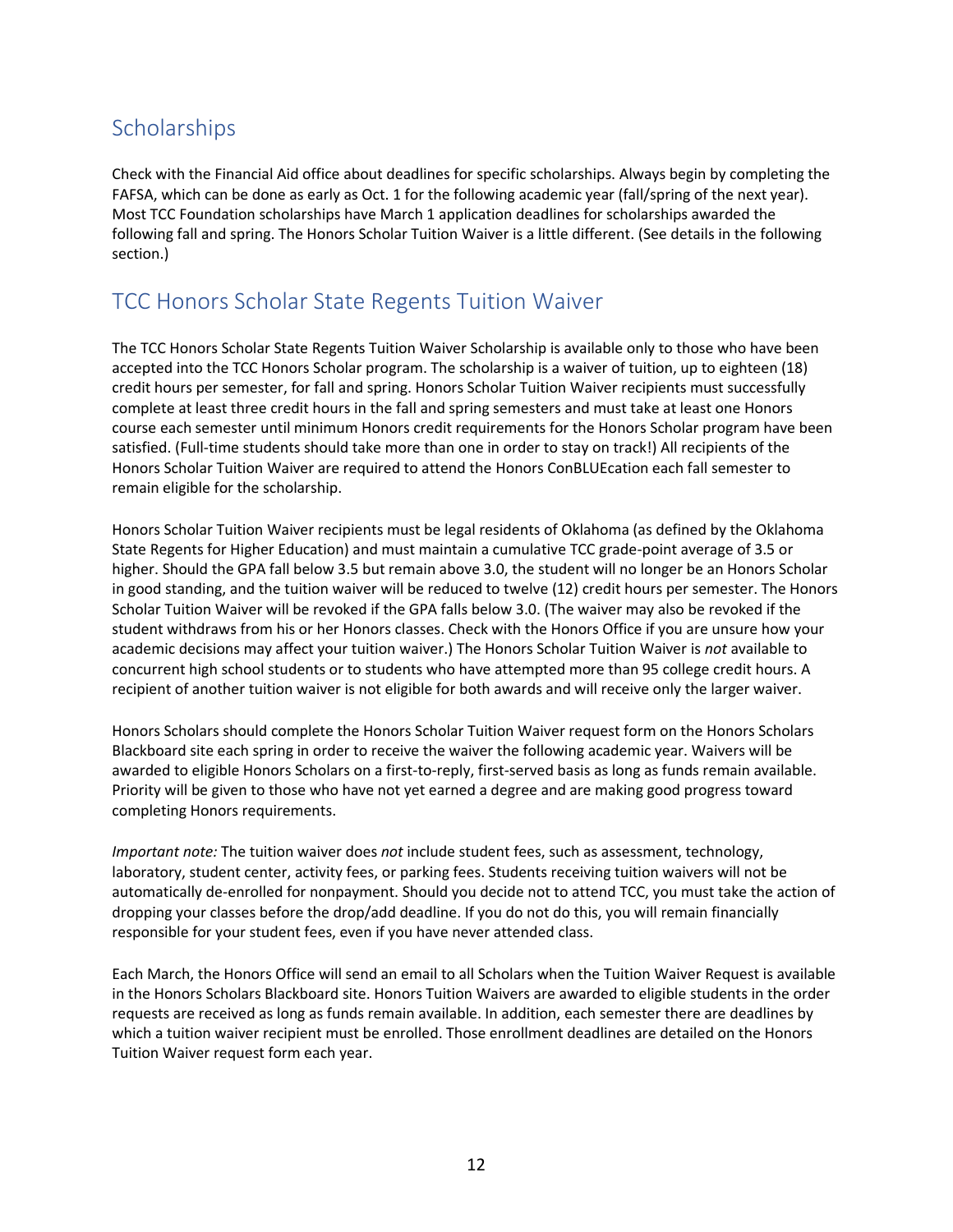## Scholarships

Check with the Financial Aid office about deadlines for specific scholarships. Always begin by completing the FAFSA, which can be done as early as Oct. 1 for the following academic year (fall/spring of the next year). Most TCC Foundation scholarships have March 1 application deadlines for scholarships awarded the following fall and spring. The Honors Scholar Tuition Waiver is a little different. (See details in the following section.)

## TCC Honors Scholar State Regents Tuition Waiver

The TCC Honors Scholar State Regents Tuition Waiver Scholarship is available only to those who have been accepted into the TCC Honors Scholar program. The scholarship is a waiver of tuition, up to eighteen (18) credit hours per semester, for fall and spring. Honors Scholar Tuition Waiver recipients must successfully complete at least three credit hours in the fall and spring semesters and must take at least one Honors course each semester until minimum Honors credit requirements for the Honors Scholar program have been satisfied. (Full-time students should take more than one in order to stay on track!) All recipients of the Honors Scholar Tuition Waiver are required to attend the Honors ConBLUEcation each fall semester to remain eligible for the scholarship.

Honors Scholar Tuition Waiver recipients must be legal residents of Oklahoma (as defined by the Oklahoma State Regents for Higher Education) and must maintain a cumulative TCC grade-point average of 3.5 or higher. Should the GPA fall below 3.5 but remain above 3.0, the student will no longer be an Honors Scholar in good standing, and the tuition waiver will be reduced to twelve (12) credit hours per semester. The Honors Scholar Tuition Waiver will be revoked if the GPA falls below 3.0. (The waiver may also be revoked if the student withdraws from his or her Honors classes. Check with the Honors Office if you are unsure how your academic decisions may affect your tuition waiver.) The Honors Scholar Tuition Waiver is *not* available to concurrent high school students or to students who have attempted more than 95 college credit hours. A recipient of another tuition waiver is not eligible for both awards and will receive only the larger waiver.

Honors Scholars should complete the Honors Scholar Tuition Waiver request form on the Honors Scholars Blackboard site each spring in order to receive the waiver the following academic year. Waivers will be awarded to eligible Honors Scholars on a first-to-reply, first-served basis as long as funds remain available. Priority will be given to those who have not yet earned a degree and are making good progress toward completing Honors requirements.

*Important note:* The tuition waiver does *not* include student fees, such as assessment, technology, laboratory, student center, activity fees, or parking fees. Students receiving tuition waivers will not be automatically de-enrolled for nonpayment. Should you decide not to attend TCC, you must take the action of dropping your classes before the drop/add deadline. If you do not do this, you will remain financially responsible for your student fees, even if you have never attended class.

Each March, the Honors Office will send an email to all Scholars when the Tuition Waiver Request is available in the Honors Scholars Blackboard site. Honors Tuition Waivers are awarded to eligible students in the order requests are received as long as funds remain available. In addition, each semester there are deadlines by which a tuition waiver recipient must be enrolled. Those enrollment deadlines are detailed on the Honors Tuition Waiver request form each year.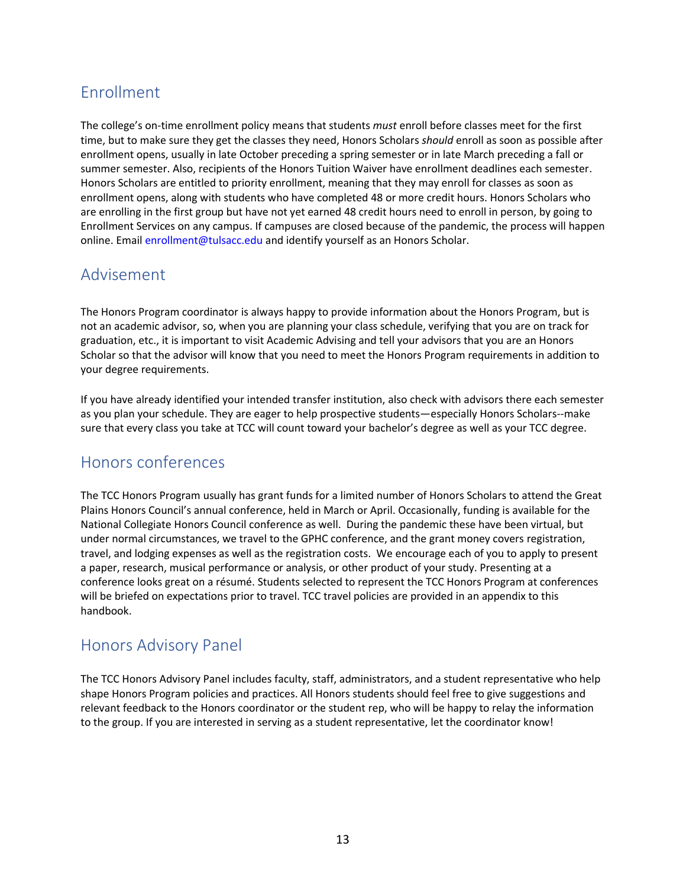## Enrollment

The college's on-time enrollment policy means that students *must* enroll before classes meet for the first time, but to make sure they get the classes they need, Honors Scholars *should* enroll as soon as possible after enrollment opens, usually in late October preceding a spring semester or in late March preceding a fall or summer semester. Also, recipients of the Honors Tuition Waiver have enrollment deadlines each semester. Honors Scholars are entitled to priority enrollment, meaning that they may enroll for classes as soon as enrollment opens, along with students who have completed 48 or more credit hours. Honors Scholars who are enrolling in the first group but have not yet earned 48 credit hours need to enroll in person, by going to Enrollment Services on any campus. If campuses are closed because of the pandemic, the process will happen online. Email enrollment@tulsacc.edu and identify yourself as an Honors Scholar.

## Advisement

The Honors Program coordinator is always happy to provide information about the Honors Program, but is not an academic advisor, so, when you are planning your class schedule, verifying that you are on track for graduation, etc., it is important to visit Academic Advising and tell your advisors that you are an Honors Scholar so that the advisor will know that you need to meet the Honors Program requirements in addition to your degree requirements.

If you have already identified your intended transfer institution, also check with advisors there each semester as you plan your schedule. They are eager to help prospective students—especially Honors Scholars--make sure that every class you take at TCC will count toward your bachelor's degree as well as your TCC degree.

## Honors conferences

The TCC Honors Program usually has grant funds for a limited number of Honors Scholars to attend the Great Plains Honors Council's annual conference, held in March or April. Occasionally, funding is available for the National Collegiate Honors Council conference as well. During the pandemic these have been virtual, but under normal circumstances, we travel to the GPHC conference, and the grant money covers registration, travel, and lodging expenses as well as the registration costs. We encourage each of you to apply to present a paper, research, musical performance or analysis, or other product of your study. Presenting at a conference looks great on a résumé. Students selected to represent the TCC Honors Program at conferences will be briefed on expectations prior to travel. TCC travel policies are provided in an appendix to this handbook.

## Honors Advisory Panel

The TCC Honors Advisory Panel includes faculty, staff, administrators, and a student representative who help shape Honors Program policies and practices. All Honors students should feel free to give suggestions and relevant feedback to the Honors coordinator or the student rep, who will be happy to relay the information to the group. If you are interested in serving as a student representative, let the coordinator know!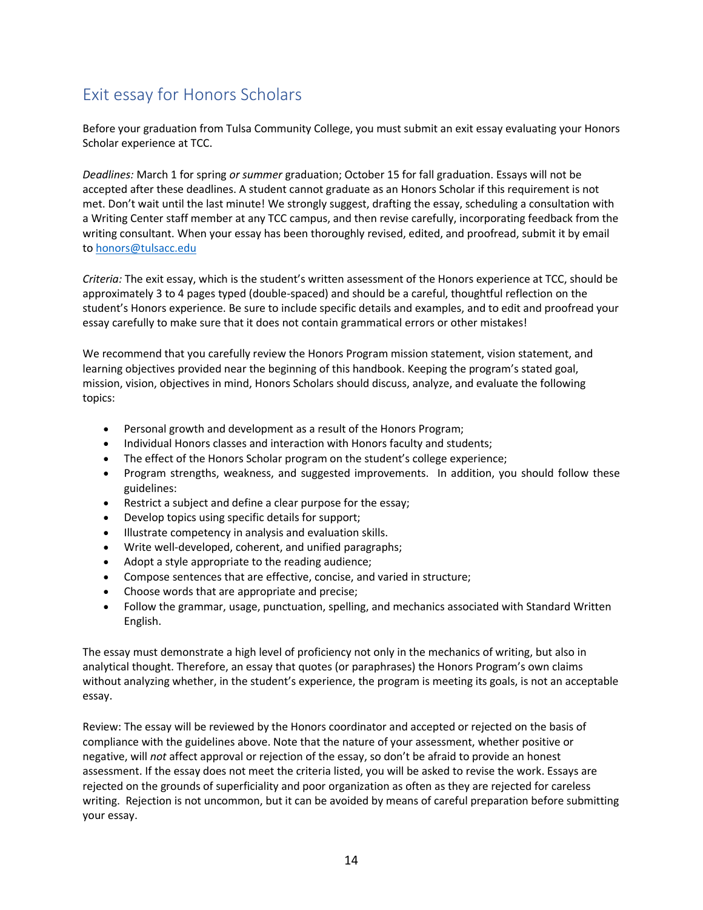## Exit essay for Honors Scholars

Before your graduation from Tulsa Community College, you must submit an exit essay evaluating your Honors Scholar experience at TCC.

*Deadlines:* March 1 for spring *or summer* graduation; October 15 for fall graduation. Essays will not be accepted after these deadlines. A student cannot graduate as an Honors Scholar if this requirement is not met. Don't wait until the last minute! We strongly suggest, drafting the essay, scheduling a consultation with a Writing Center staff member at any TCC campus, and then revise carefully, incorporating feedback from the writing consultant. When your essay has been thoroughly revised, edited, and proofread, submit it by email to honors@tulsacc.edu

*Criteria:* The exit essay, which is the student's written assessment of the Honors experience at TCC, should be approximately 3 to 4 pages typed (double-spaced) and should be a careful, thoughtful reflection on the student's Honors experience. Be sure to include specific details and examples, and to edit and proofread your essay carefully to make sure that it does not contain grammatical errors or other mistakes!

We recommend that you carefully review the Honors Program mission statement, vision statement, and learning objectives provided near the beginning of this handbook. Keeping the program's stated goal, mission, vision, objectives in mind, Honors Scholars should discuss, analyze, and evaluate the following topics:

- Personal growth and development as a result of the Honors Program;
- Individual Honors classes and interaction with Honors faculty and students;
- The effect of the Honors Scholar program on the student's college experience;
- Program strengths, weakness, and suggested improvements. In addition, you should follow these guidelines:
- Restrict a subject and define a clear purpose for the essay;
- Develop topics using specific details for support;
- Illustrate competency in analysis and evaluation skills.
- Write well-developed, coherent, and unified paragraphs;
- Adopt a style appropriate to the reading audience;
- Compose sentences that are effective, concise, and varied in structure;
- Choose words that are appropriate and precise;
- Follow the grammar, usage, punctuation, spelling, and mechanics associated with Standard Written English.

The essay must demonstrate a high level of proficiency not only in the mechanics of writing, but also in analytical thought. Therefore, an essay that quotes (or paraphrases) the Honors Program's own claims without analyzing whether, in the student's experience, the program is meeting its goals, is not an acceptable essay.

Review: The essay will be reviewed by the Honors coordinator and accepted or rejected on the basis of compliance with the guidelines above. Note that the nature of your assessment, whether positive or negative, will *not* affect approval or rejection of the essay, so don't be afraid to provide an honest assessment. If the essay does not meet the criteria listed, you will be asked to revise the work. Essays are rejected on the grounds of superficiality and poor organization as often as they are rejected for careless writing. Rejection is not uncommon, but it can be avoided by means of careful preparation before submitting your essay.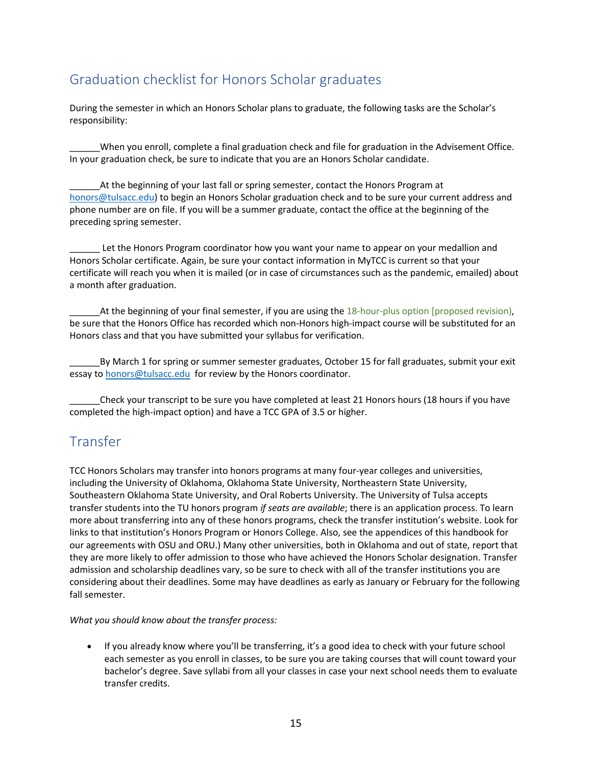## Graduation checklist for Honors Scholar graduates

During the semester in which an Honors Scholar plans to graduate, the following tasks are the Scholar's responsibility:

______When you enroll, complete a final graduation check and file for graduation in the Advisement Office. In your graduation check, be sure to indicate that you are an Honors Scholar candidate.

______At the beginning of your last fall or spring semester, contact the Honors Program at honors@tulsacc.edu) to begin an Honors Scholar graduation check and to be sure your current address and phone number are on file. If you will be a summer graduate, contact the office at the beginning of the preceding spring semester.

______ Let the Honors Program coordinator how you want your name to appear on your medallion and Honors Scholar certificate. Again, be sure your contact information in MyTCC is current so that your certificate will reach you when it is mailed (or in case of circumstances such as the pandemic, emailed) about a month after graduation.

______At the beginning of your final semester, if you are using the 18-hour-plus option [proposed revision), be sure that the Honors Office has recorded which non-Honors high-impact course will be substituted for an Honors class and that you have submitted your syllabus for verification.

______By March 1 for spring or summer semester graduates, October 15 for fall graduates, submit your exit essay to honors@tulsacc.edu for review by the Honors coordinator.

______Check your transcript to be sure you have completed at least 21 Honors hours (18 hours if you have completed the high-impact option) and have a TCC GPA of 3.5 or higher.

## Transfer

TCC Honors Scholars may transfer into honors programs at many four-year colleges and universities, including the University of Oklahoma, Oklahoma State University, Northeastern State University, Southeastern Oklahoma State University, and Oral Roberts University. The University of Tulsa accepts transfer students into the TU honors program *if seats are available*; there is an application process. To learn more about transferring into any of these honors programs, check the transfer institution's website. Look for links to that institution's Honors Program or Honors College. Also, see the appendices of this handbook for our agreements with OSU and ORU.) Many other universities, both in Oklahoma and out of state, report that they are more likely to offer admission to those who have achieved the Honors Scholar designation. Transfer admission and scholarship deadlines vary, so be sure to check with all of the transfer institutions you are considering about their deadlines. Some may have deadlines as early as January or February for the following fall semester.

*What you should know about the transfer process:*

- If you already know where you'll be transferring, it's a good idea to check with your future school each semester as you enroll in classes, to be sure you are taking courses that will count toward your bachelor's degree. Save syllabi from all your classes in case your next school needs them to evaluate transfer credits.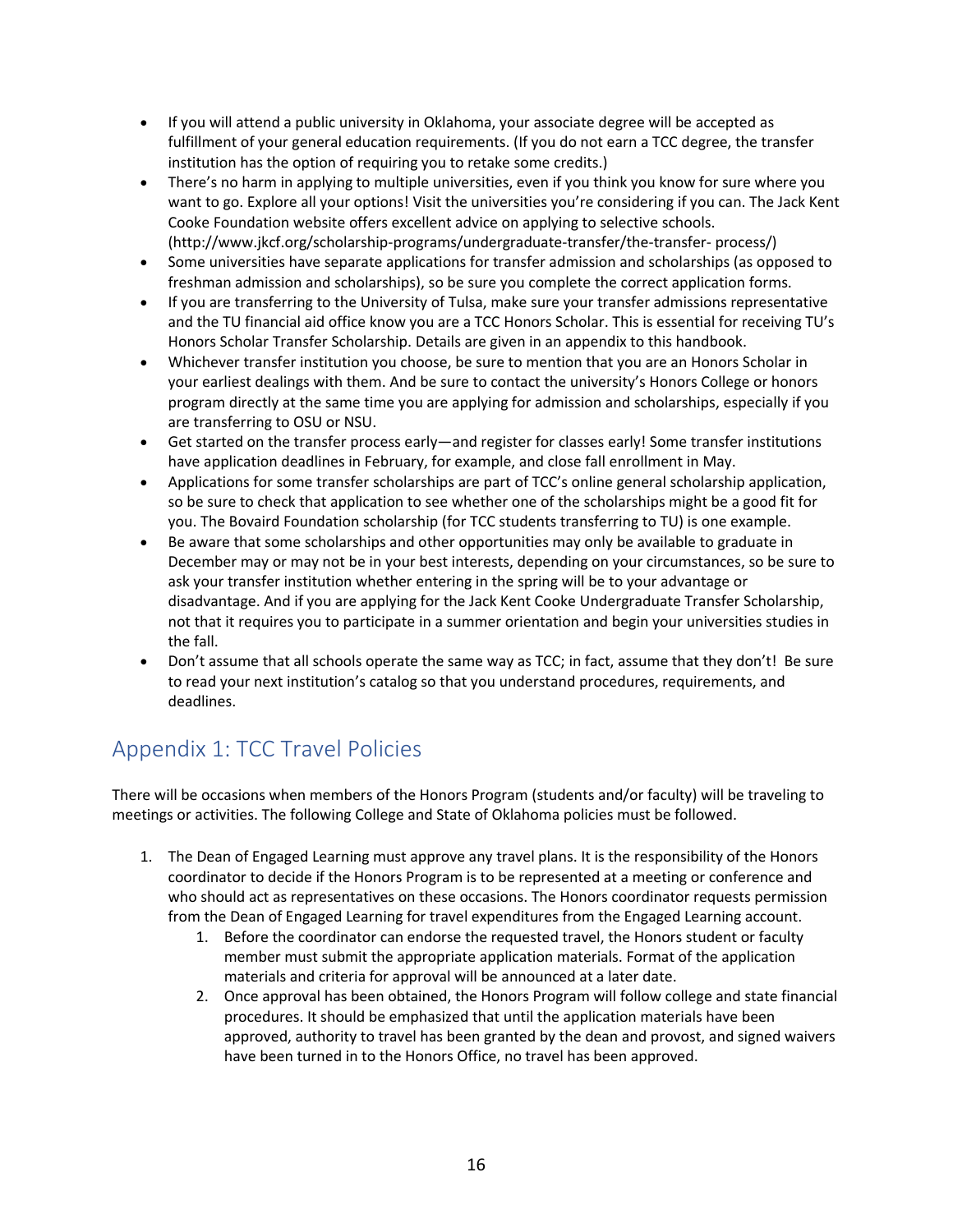- If you will attend a public university in Oklahoma, your associate degree will be accepted as fulfillment of your general education requirements. (If you do not earn a TCC degree, the transfer institution has the option of requiring you to retake some credits.)
- There's no harm in applying to multiple universities, even if you think you know for sure where you want to go. Explore all your options! Visit the universities you're considering if you can. The Jack Kent Cooke Foundation website offers excellent advice on applying to selective schools. (http://www.jkcf.org/scholarship-programs/undergraduate-transfer/the-transfer- process/)
- Some universities have separate applications for transfer admission and scholarships (as opposed to freshman admission and scholarships), so be sure you complete the correct application forms.
- If you are transferring to the University of Tulsa, make sure your transfer admissions representative and the TU financial aid office know you are a TCC Honors Scholar. This is essential for receiving TU's Honors Scholar Transfer Scholarship. Details are given in an appendix to this handbook.
- Whichever transfer institution you choose, be sure to mention that you are an Honors Scholar in your earliest dealings with them. And be sure to contact the university's Honors College or honors program directly at the same time you are applying for admission and scholarships, especially if you are transferring to OSU or NSU.
- Get started on the transfer process early—and register for classes early! Some transfer institutions have application deadlines in February, for example, and close fall enrollment in May.
- Applications for some transfer scholarships are part of TCC's online general scholarship application, so be sure to check that application to see whether one of the scholarships might be a good fit for you. The Bovaird Foundation scholarship (for TCC students transferring to TU) is one example.
- Be aware that some scholarships and other opportunities may only be available to graduate in December may or may not be in your best interests, depending on your circumstances, so be sure to ask your transfer institution whether entering in the spring will be to your advantage or disadvantage. And if you are applying for the Jack Kent Cooke Undergraduate Transfer Scholarship, not that it requires you to participate in a summer orientation and begin your universities studies in the fall.
- Don't assume that all schools operate the same way as TCC; in fact, assume that they don't! Be sure to read your next institution's catalog so that you understand procedures, requirements, and deadlines.

## Appendix 1: TCC Travel Policies

There will be occasions when members of the Honors Program (students and/or faculty) will be traveling to meetings or activities. The following College and State of Oklahoma policies must be followed.

1. The Dean of Engaged Learning must approve any travel plans. It is the responsibility of the Honors coordinator to decide if the Honors Program is to be represented at a meeting or conference and who should act as representatives on these occasions. The Honors coordinator requests permission from the Dean of Engaged Learning for travel expenditures from the Engaged Learning account.
    1. Before the coordinator can endorse the requested travel, the Honors student or faculty member must submit the appropriate application materials. Format of the application materials and criteria for approval will be announced at a later date.
    2. Once approval has been obtained, the Honors Program will follow college and state financial procedures. It should be emphasized that until the application materials have been approved, authority to travel has been granted by the dean and provost, and signed waivers have been turned in to the Honors Office, no travel has been approved.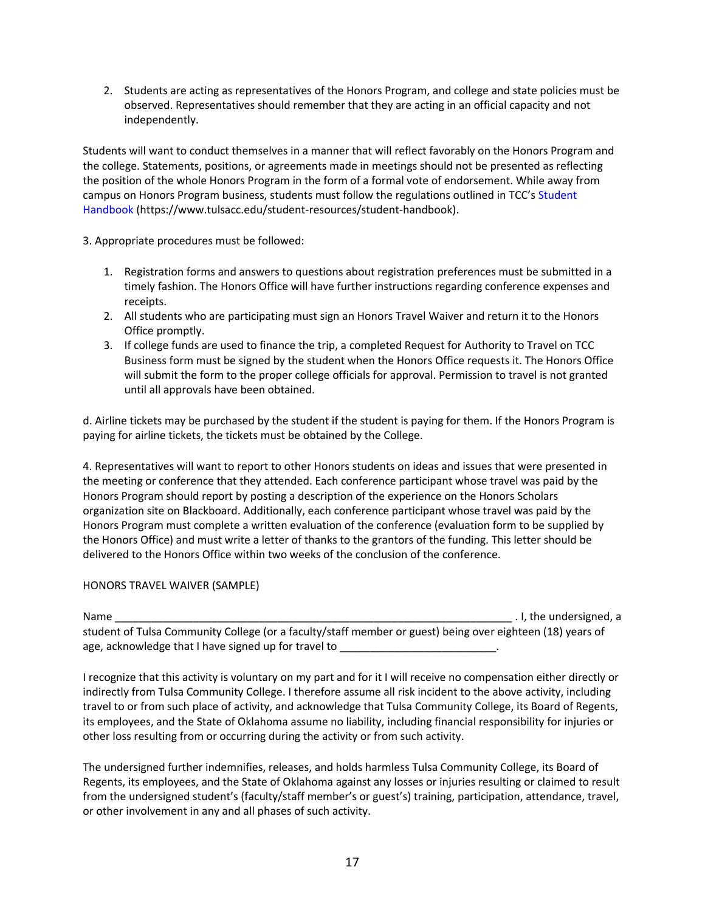2. Students are acting as representatives of the Honors Program, and college and state policies must be observed. Representatives should remember that they are acting in an official capacity and not independently.

Students will want to conduct themselves in a manner that will reflect favorably on the Honors Program and the college. Statements, positions, or agreements made in meetings should not be presented as reflecting the position of the whole Honors Program in the form of a formal vote of endorsement. While away from campus on Honors Program business, students must follow the regulations outlined in TCC's Student Handbook (https://www.tulsacc.edu/student-resources/student-handbook).

3. Appropriate procedures must be followed:

1. Registration forms and answers to questions about registration preferences must be submitted in a timely fashion. The Honors Office will have further instructions regarding conference expenses and receipts.
2. All students who are participating must sign an Honors Travel Waiver and return it to the Honors Office promptly.
3. If college funds are used to finance the trip, a completed Request for Authority to Travel on TCC Business form must be signed by the student when the Honors Office requests it. The Honors Office will submit the form to the proper college officials for approval. Permission to travel is not granted until all approvals have been obtained.

d. Airline tickets may be purchased by the student if the student is paying for them. If the Honors Program is paying for airline tickets, the tickets must be obtained by the College.

4. Representatives will want to report to other Honors students on ideas and issues that were presented in the meeting or conference that they attended. Each conference participant whose travel was paid by the Honors Program should report by posting a description of the experience on the Honors Scholars organization site on Blackboard. Additionally, each conference participant whose travel was paid by the Honors Program must complete a written evaluation of the conference (evaluation form to be supplied by the Honors Office) and must write a letter of thanks to the grantors of the funding. This letter should be delivered to the Honors Office within two weeks of the conclusion of the conference.

HONORS TRAVEL WAIVER (SAMPLE)

Name ____________________________________________________________________ . I, the undersigned, a student of Tulsa Community College (or a faculty/staff member or guest) being over eighteen (18) years of age, acknowledge that I have signed up for travel to __________________________.

I recognize that this activity is voluntary on my part and for it I will receive no compensation either directly or indirectly from Tulsa Community College. I therefore assume all risk incident to the above activity, including travel to or from such place of activity, and acknowledge that Tulsa Community College, its Board of Regents, its employees, and the State of Oklahoma assume no liability, including financial responsibility for injuries or other loss resulting from or occurring during the activity or from such activity.

The undersigned further indemnifies, releases, and holds harmless Tulsa Community College, its Board of Regents, its employees, and the State of Oklahoma against any losses or injuries resulting or claimed to result from the undersigned student's (faculty/staff member's or guest's) training, participation, attendance, travel, or other involvement in any and all phases of such activity.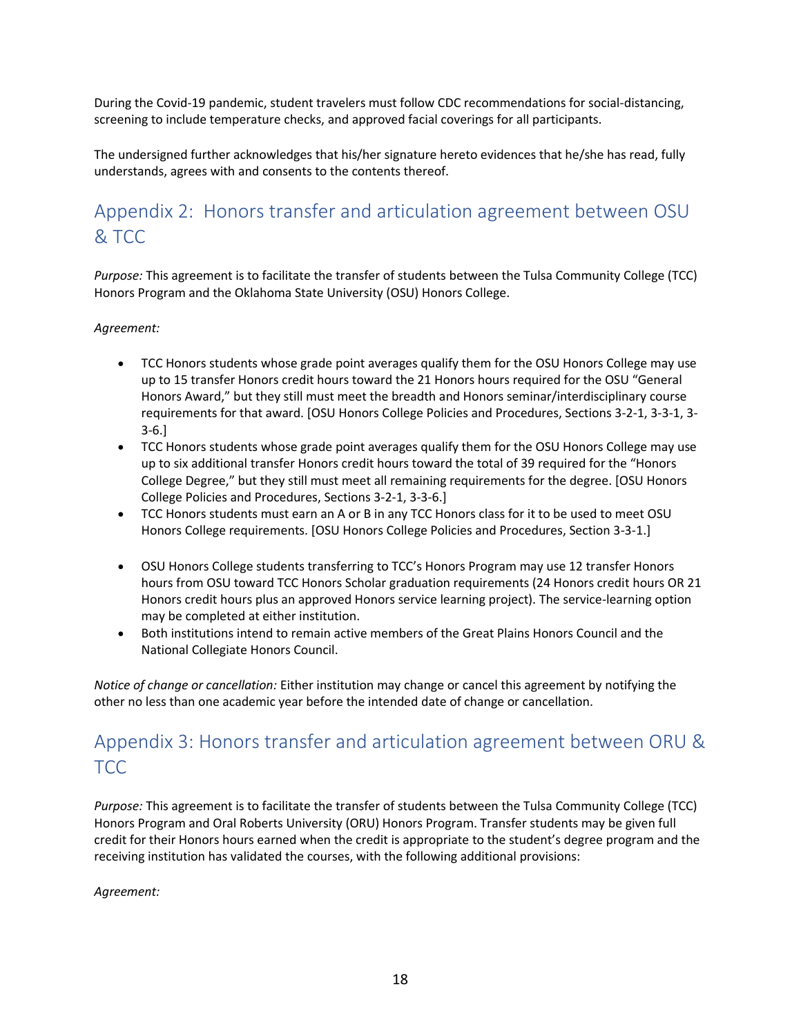During the Covid-19 pandemic, student travelers must follow CDC recommendations for social-distancing, screening to include temperature checks, and approved facial coverings for all participants.

The undersigned further acknowledges that his/her signature hereto evidences that he/she has read, fully understands, agrees with and consents to the contents thereof.

## Appendix 2: Honors transfer and articulation agreement between OSU & TCC

*Purpose:* This agreement is to facilitate the transfer of students between the Tulsa Community College (TCC) Honors Program and the Oklahoma State University (OSU) Honors College.

*Agreement:*

- TCC Honors students whose grade point averages qualify them for the OSU Honors College may use up to 15 transfer Honors credit hours toward the 21 Honors hours required for the OSU "General Honors Award," but they still must meet the breadth and Honors seminar/interdisciplinary course requirements for that award. [OSU Honors College Policies and Procedures, Sections 3-2-1, 3-3-1, 3-3-6.]
- TCC Honors students whose grade point averages qualify them for the OSU Honors College may use up to six additional transfer Honors credit hours toward the total of 39 required for the "Honors College Degree," but they still must meet all remaining requirements for the degree. [OSU Honors College Policies and Procedures, Sections 3-2-1, 3-3-6.]
- TCC Honors students must earn an A or B in any TCC Honors class for it to be used to meet OSU Honors College requirements. [OSU Honors College Policies and Procedures, Section 3-3-1.]
- OSU Honors College students transferring to TCC's Honors Program may use 12 transfer Honors hours from OSU toward TCC Honors Scholar graduation requirements (24 Honors credit hours OR 21 Honors credit hours plus an approved Honors service learning project). The service-learning option may be completed at either institution.
- Both institutions intend to remain active members of the Great Plains Honors Council and the National Collegiate Honors Council.

*Notice of change or cancellation:* Either institution may change or cancel this agreement by notifying the other no less than one academic year before the intended date of change or cancellation.

## Appendix 3: Honors transfer and articulation agreement between ORU & TCC

*Purpose:* This agreement is to facilitate the transfer of students between the Tulsa Community College (TCC) Honors Program and Oral Roberts University (ORU) Honors Program. Transfer students may be given full credit for their Honors hours earned when the credit is appropriate to the student's degree program and the receiving institution has validated the courses, with the following additional provisions:

*Agreement:*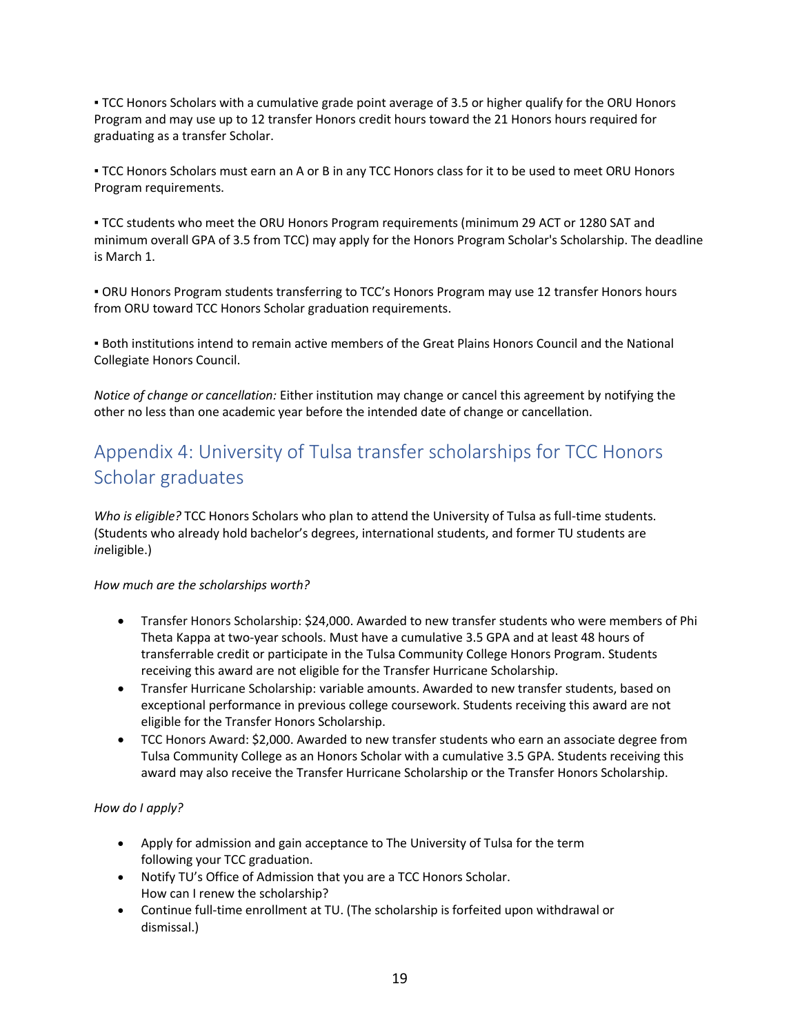▪ TCC Honors Scholars with a cumulative grade point average of 3.5 or higher qualify for the ORU Honors Program and may use up to 12 transfer Honors credit hours toward the 21 Honors hours required for graduating as a transfer Scholar.

▪ TCC Honors Scholars must earn an A or B in any TCC Honors class for it to be used to meet ORU Honors Program requirements.

▪ TCC students who meet the ORU Honors Program requirements (minimum 29 ACT or 1280 SAT and minimum overall GPA of 3.5 from TCC) may apply for the Honors Program Scholar's Scholarship. The deadline is March 1.

▪ ORU Honors Program students transferring to TCC's Honors Program may use 12 transfer Honors hours from ORU toward TCC Honors Scholar graduation requirements.

▪ Both institutions intend to remain active members of the Great Plains Honors Council and the National Collegiate Honors Council.

*Notice of change or cancellation:* Either institution may change or cancel this agreement by notifying the other no less than one academic year before the intended date of change or cancellation.

## Appendix 4: University of Tulsa transfer scholarships for TCC Honors Scholar graduates

*Who is eligible?* TCC Honors Scholars who plan to attend the University of Tulsa as full-time students. (Students who already hold bachelor's degrees, international students, and former TU students are *in*eligible.)

*How much are the scholarships worth?*

- Transfer Honors Scholarship: $24,000. Awarded to new transfer students who were members of Phi Theta Kappa at two-year schools. Must have a cumulative 3.5 GPA and at least 48 hours of transferrable credit or participate in the Tulsa Community College Honors Program. Students receiving this award are not eligible for the Transfer Hurricane Scholarship.
- Transfer Hurricane Scholarship: variable amounts. Awarded to new transfer students, based on exceptional performance in previous college coursework. Students receiving this award are not eligible for the Transfer Honors Scholarship.
- TCC Honors Award: $2,000. Awarded to new transfer students who earn an associate degree from Tulsa Community College as an Honors Scholar with a cumulative 3.5 GPA. Students receiving this award may also receive the Transfer Hurricane Scholarship or the Transfer Honors Scholarship.

*How do I apply?*

- Apply for admission and gain acceptance to The University of Tulsa for the term following your TCC graduation.
- Notify TU's Office of Admission that you are a TCC Honors Scholar.
  How can I renew the scholarship?
- Continue full-time enrollment at TU. (The scholarship is forfeited upon withdrawal or dismissal.)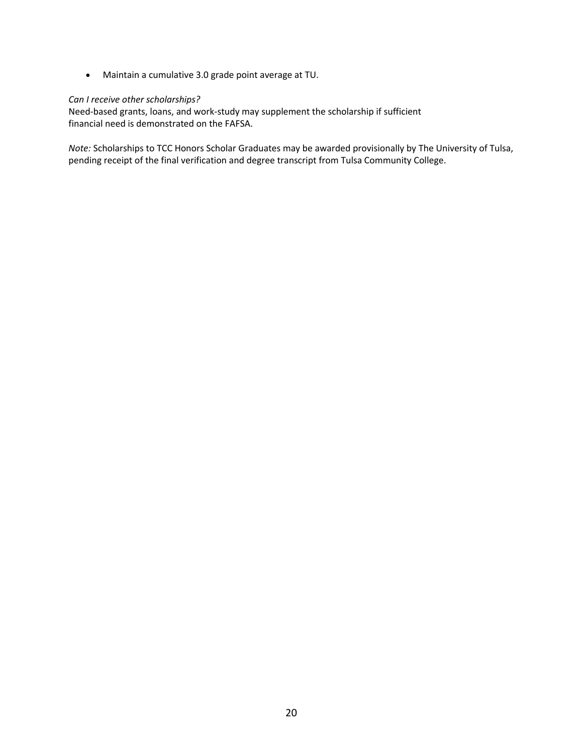- Maintain a cumulative 3.0 grade point average at TU.

*Can I receive other scholarships?*
Need-based grants, loans, and work-study may supplement the scholarship if sufficient financial need is demonstrated on the FAFSA.

*Note:* Scholarships to TCC Honors Scholar Graduates may be awarded provisionally by The University of Tulsa, pending receipt of the final verification and degree transcript from Tulsa Community College.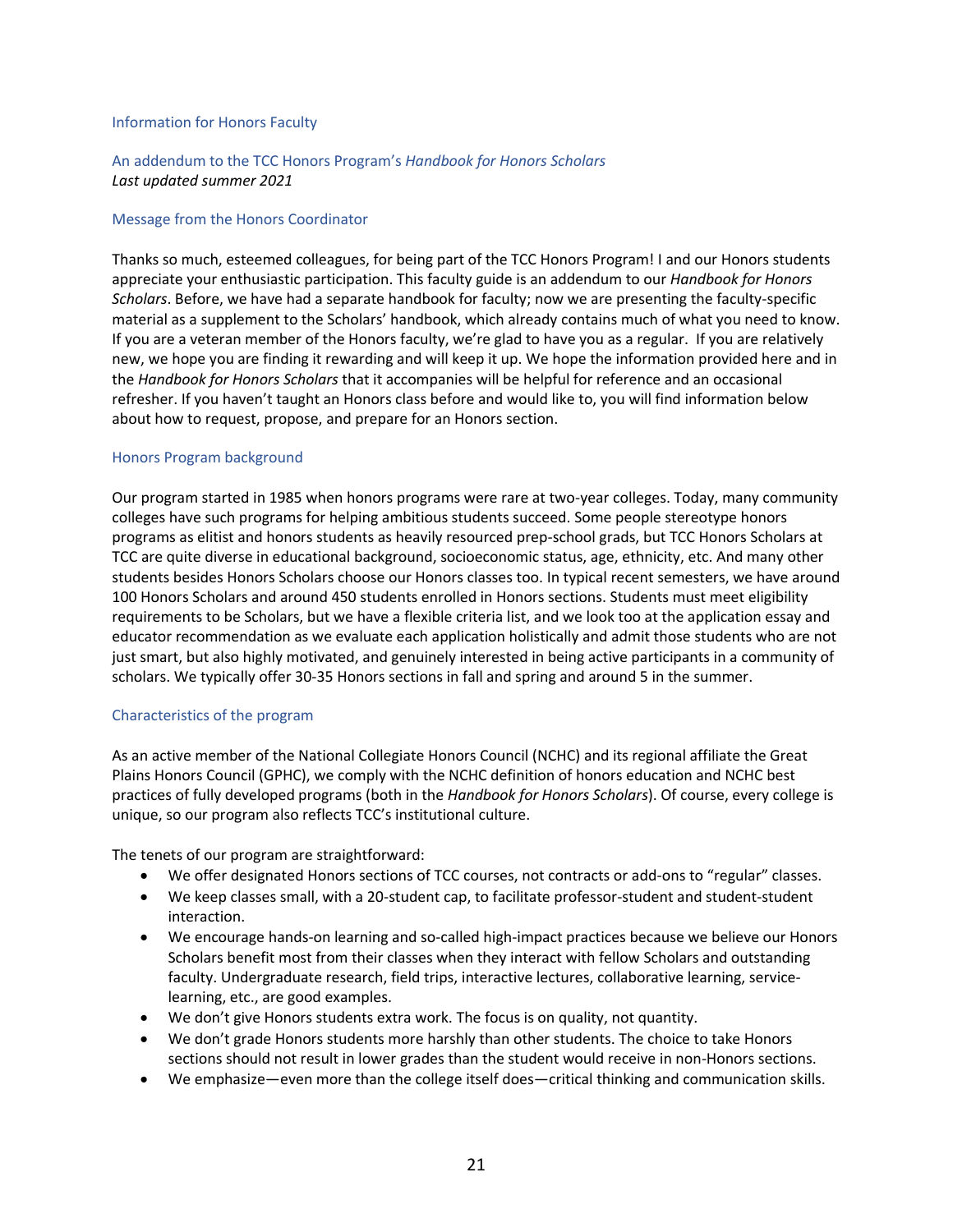## Information for Honors Faculty

### An addendum to the TCC Honors Program's *Handbook for Honors Scholars*

*Last updated summer 2021*

### Message from the Honors Coordinator

Thanks so much, esteemed colleagues, for being part of the TCC Honors Program! I and our Honors students appreciate your enthusiastic participation. This faculty guide is an addendum to our *Handbook for Honors Scholars*. Before, we have had a separate handbook for faculty; now we are presenting the faculty-specific material as a supplement to the Scholars' handbook, which already contains much of what you need to know. If you are a veteran member of the Honors faculty, we're glad to have you as a regular. If you are relatively new, we hope you are finding it rewarding and will keep it up. We hope the information provided here and in the *Handbook for Honors Scholars* that it accompanies will be helpful for reference and an occasional refresher. If you haven't taught an Honors class before and would like to, you will find information below about how to request, propose, and prepare for an Honors section.

### Honors Program background

Our program started in 1985 when honors programs were rare at two-year colleges. Today, many community colleges have such programs for helping ambitious students succeed. Some people stereotype honors programs as elitist and honors students as heavily resourced prep-school grads, but TCC Honors Scholars at TCC are quite diverse in educational background, socioeconomic status, age, ethnicity, etc. And many other students besides Honors Scholars choose our Honors classes too. In typical recent semesters, we have around 100 Honors Scholars and around 450 students enrolled in Honors sections. Students must meet eligibility requirements to be Scholars, but we have a flexible criteria list, and we look too at the application essay and educator recommendation as we evaluate each application holistically and admit those students who are not just smart, but also highly motivated, and genuinely interested in being active participants in a community of scholars. We typically offer 30-35 Honors sections in fall and spring and around 5 in the summer.

### Characteristics of the program

As an active member of the National Collegiate Honors Council (NCHC) and its regional affiliate the Great Plains Honors Council (GPHC), we comply with the NCHC definition of honors education and NCHC best practices of fully developed programs (both in the *Handbook for Honors Scholars*). Of course, every college is unique, so our program also reflects TCC's institutional culture.

The tenets of our program are straightforward:

- We offer designated Honors sections of TCC courses, not contracts or add-ons to "regular" classes.
- We keep classes small, with a 20-student cap, to facilitate professor-student and student-student interaction.
- We encourage hands-on learning and so-called high-impact practices because we believe our Honors Scholars benefit most from their classes when they interact with fellow Scholars and outstanding faculty. Undergraduate research, field trips, interactive lectures, collaborative learning, service-learning, etc., are good examples.
- We don't give Honors students extra work. The focus is on quality, not quantity.
- We don't grade Honors students more harshly than other students. The choice to take Honors sections should not result in lower grades than the student would receive in non-Honors sections.
- We emphasize—even more than the college itself does—critical thinking and communication skills.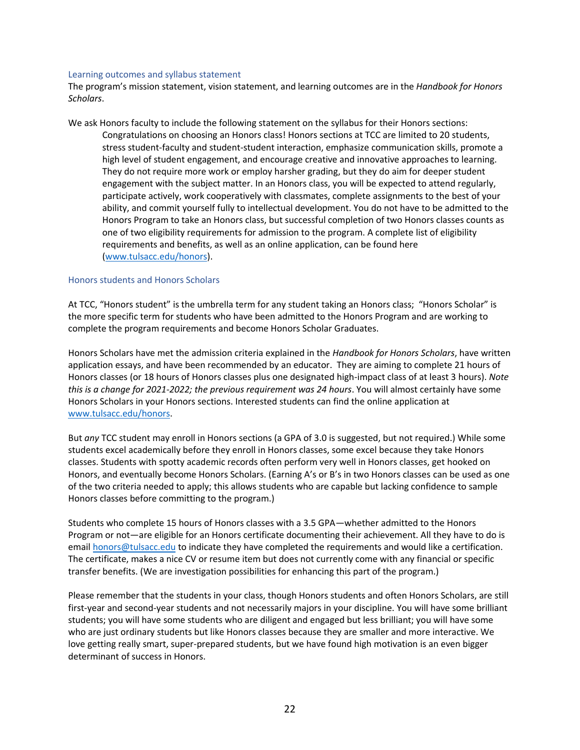### Learning outcomes and syllabus statement

The program's mission statement, vision statement, and learning outcomes are in the *Handbook for Honors Scholars*.

We ask Honors faculty to include the following statement on the syllabus for their Honors sections:

> Congratulations on choosing an Honors class! Honors sections at TCC are limited to 20 students, stress student-faculty and student-student interaction, emphasize communication skills, promote a high level of student engagement, and encourage creative and innovative approaches to learning. They do not require more work or employ harsher grading, but they do aim for deeper student engagement with the subject matter. In an Honors class, you will be expected to attend regularly, participate actively, work cooperatively with classmates, complete assignments to the best of your ability, and commit yourself fully to intellectual development. You do not have to be admitted to the Honors Program to take an Honors class, but successful completion of two Honors classes counts as one of two eligibility requirements for admission to the program. A complete list of eligibility requirements and benefits, as well as an online application, can be found here ([www.tulsacc.edu/honors](www.tulsacc.edu/honors)).

### Honors students and Honors Scholars

At TCC, "Honors student" is the umbrella term for any student taking an Honors class; "Honors Scholar" is the more specific term for students who have been admitted to the Honors Program and are working to complete the program requirements and become Honors Scholar Graduates.

Honors Scholars have met the admission criteria explained in the *Handbook for Honors Scholars*, have written application essays, and have been recommended by an educator. They are aiming to complete 21 hours of Honors classes (or 18 hours of Honors classes plus one designated high-impact class of at least 3 hours). *Note this is a change for 2021-2022; the previous requirement was 24 hours*. You will almost certainly have some Honors Scholars in your Honors sections. Interested students can find the online application at [www.tulsacc.edu/honors](www.tulsacc.edu/honors).

But *any* TCC student may enroll in Honors sections (a GPA of 3.0 is suggested, but not required.) While some students excel academically before they enroll in Honors classes, some excel because they take Honors classes. Students with spotty academic records often perform very well in Honors classes, get hooked on Honors, and eventually become Honors Scholars. (Earning A's or B's in two Honors classes can be used as one of the two criteria needed to apply; this allows students who are capable but lacking confidence to sample Honors classes before committing to the program.)

Students who complete 15 hours of Honors classes with a 3.5 GPA—whether admitted to the Honors Program or not—are eligible for an Honors certificate documenting their achievement. All they have to do is email [honors@tulsacc.edu](mailto:honors@tulsacc.edu) to indicate they have completed the requirements and would like a certification. The certificate, makes a nice CV or resume item but does not currently come with any financial or specific transfer benefits. (We are investigation possibilities for enhancing this part of the program.)

Please remember that the students in your class, though Honors students and often Honors Scholars, are still first-year and second-year students and not necessarily majors in your discipline. You will have some brilliant students; you will have some students who are diligent and engaged but less brilliant; you will have some who are just ordinary students but like Honors classes because they are smaller and more interactive. We love getting really smart, super-prepared students, but we have found high motivation is an even bigger determinant of success in Honors.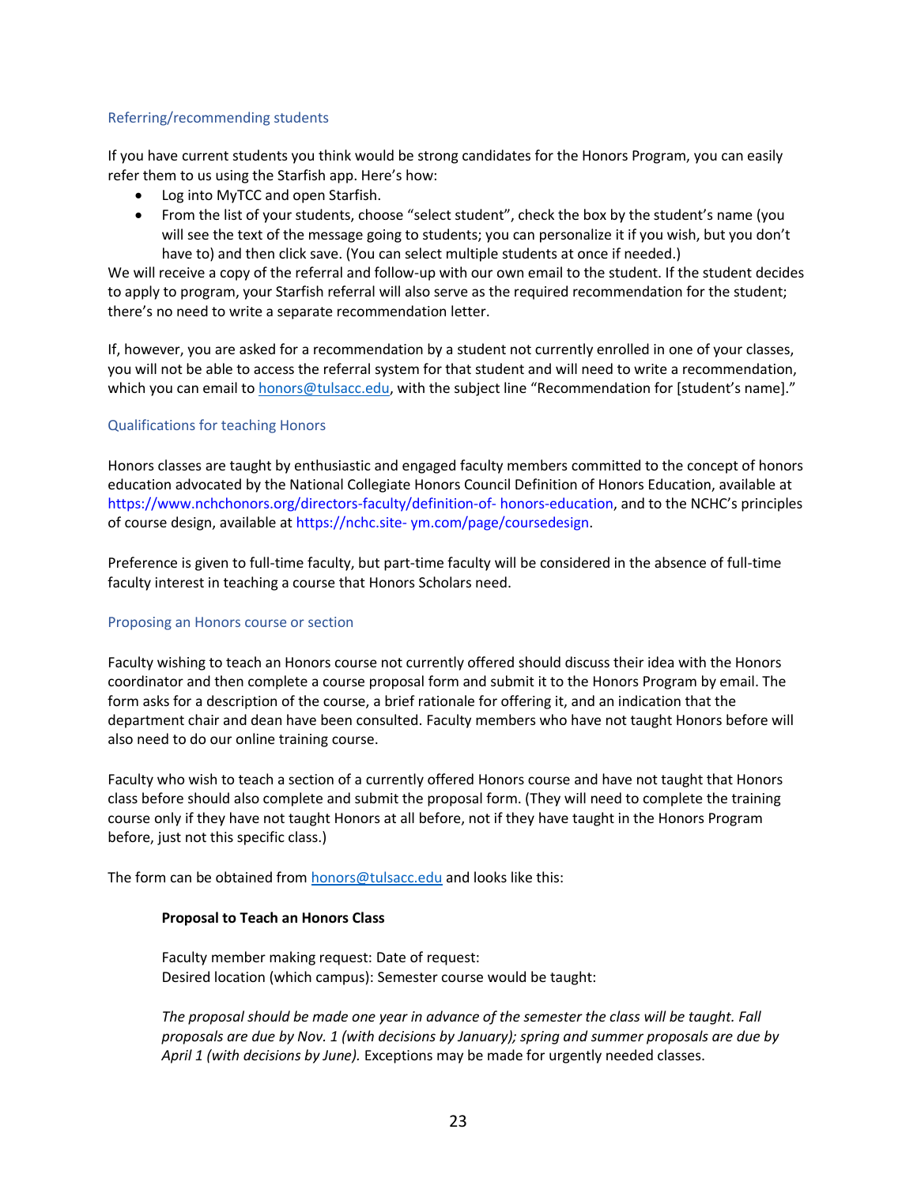### Referring/recommending students

If you have current students you think would be strong candidates for the Honors Program, you can easily refer them to us using the Starfish app. Here's how:

- Log into MyTCC and open Starfish.
- From the list of your students, choose "select student", check the box by the student's name (you will see the text of the message going to students; you can personalize it if you wish, but you don't have to) and then click save. (You can select multiple students at once if needed.)

We will receive a copy of the referral and follow-up with our own email to the student. If the student decides to apply to program, your Starfish referral will also serve as the required recommendation for the student; there's no need to write a separate recommendation letter.

If, however, you are asked for a recommendation by a student not currently enrolled in one of your classes, you will not be able to access the referral system for that student and will need to write a recommendation, which you can email to honors@tulsacc.edu, with the subject line "Recommendation for [student's name]."

### Qualifications for teaching Honors

Honors classes are taught by enthusiastic and engaged faculty members committed to the concept of honors education advocated by the National Collegiate Honors Council Definition of Honors Education, available at https://www.nchchonors.org/directors-faculty/definition-of- honors-education, and to the NCHC's principles of course design, available at https://nchc.site- ym.com/page/coursedesign.

Preference is given to full-time faculty, but part-time faculty will be considered in the absence of full-time faculty interest in teaching a course that Honors Scholars need.

### Proposing an Honors course or section

Faculty wishing to teach an Honors course not currently offered should discuss their idea with the Honors coordinator and then complete a course proposal form and submit it to the Honors Program by email. The form asks for a description of the course, a brief rationale for offering it, and an indication that the department chair and dean have been consulted. Faculty members who have not taught Honors before will also need to do our online training course.

Faculty who wish to teach a section of a currently offered Honors course and have not taught that Honors class before should also complete and submit the proposal form. (They will need to complete the training course only if they have not taught Honors at all before, not if they have taught in the Honors Program before, just not this specific class.)

The form can be obtained from honors@tulsacc.edu and looks like this:

> **Proposal to Teach an Honors Class**
>
> Faculty member making request: Date of request:
> Desired location (which campus): Semester course would be taught:
>
> *The proposal should be made one year in advance of the semester the class will be taught. Fall proposals are due by Nov. 1 (with decisions by January); spring and summer proposals are due by April 1 (with decisions by June).* Exceptions may be made for urgently needed classes.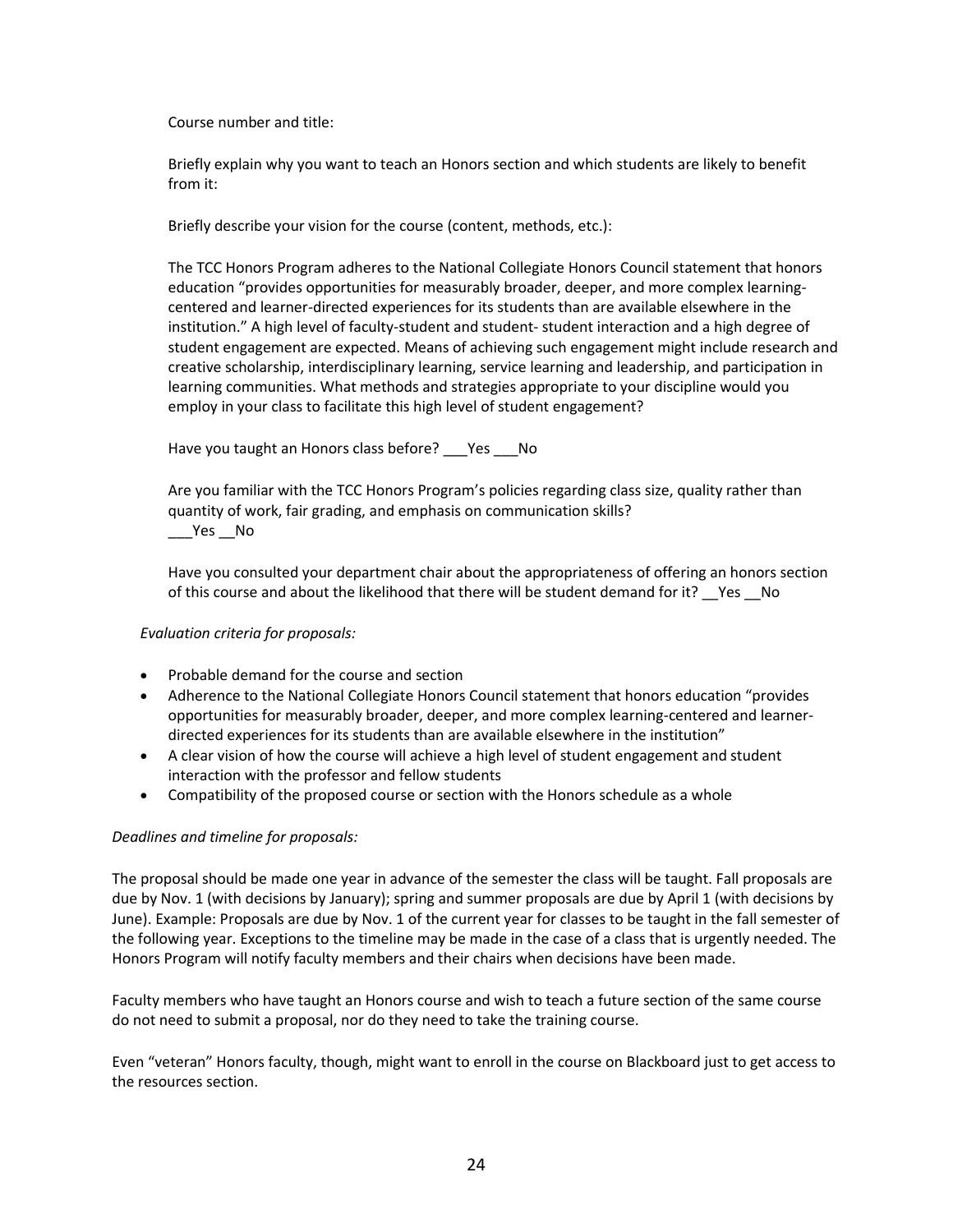Course number and title:

Briefly explain why you want to teach an Honors section and which students are likely to benefit from it:

Briefly describe your vision for the course (content, methods, etc.):

The TCC Honors Program adheres to the National Collegiate Honors Council statement that honors education "provides opportunities for measurably broader, deeper, and more complex learning-centered and learner-directed experiences for its students than are available elsewhere in the institution." A high level of faculty-student and student- student interaction and a high degree of student engagement are expected. Means of achieving such engagement might include research and creative scholarship, interdisciplinary learning, service learning and leadership, and participation in learning communities. What methods and strategies appropriate to your discipline would you employ in your class to facilitate this high level of student engagement?

Have you taught an Honors class before? ___Yes ___No

Are you familiar with the TCC Honors Program's policies regarding class size, quality rather than quantity of work, fair grading, and emphasis on communication skills?
___Yes __No

Have you consulted your department chair about the appropriateness of offering an honors section of this course and about the likelihood that there will be student demand for it? __Yes __No

*Evaluation criteria for proposals:*

- Probable demand for the course and section
- Adherence to the National Collegiate Honors Council statement that honors education "provides opportunities for measurably broader, deeper, and more complex learning-centered and learner-directed experiences for its students than are available elsewhere in the institution"
- A clear vision of how the course will achieve a high level of student engagement and student interaction with the professor and fellow students
- Compatibility of the proposed course or section with the Honors schedule as a whole

*Deadlines and timeline for proposals:*

The proposal should be made one year in advance of the semester the class will be taught. Fall proposals are due by Nov. 1 (with decisions by January); spring and summer proposals are due by April 1 (with decisions by June). Example: Proposals are due by Nov. 1 of the current year for classes to be taught in the fall semester of the following year. Exceptions to the timeline may be made in the case of a class that is urgently needed. The Honors Program will notify faculty members and their chairs when decisions have been made.

Faculty members who have taught an Honors course and wish to teach a future section of the same course do not need to submit a proposal, nor do they need to take the training course.

Even "veteran" Honors faculty, though, might want to enroll in the course on Blackboard just to get access to the resources section.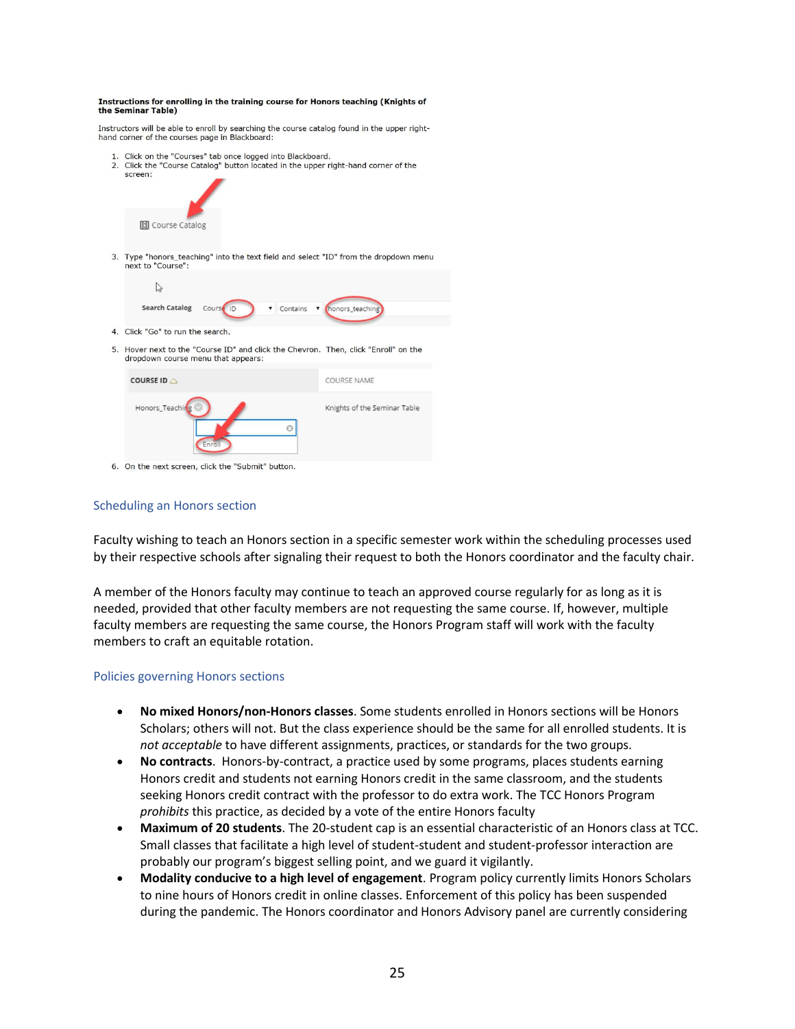**Instructions for enrolling in the training course for Honors teaching (Knights of the Seminar Table)**

Instructors will be able to enroll by searching the course catalog found in the upper right-hand corner of the courses page in Blackboard:

1. Click on the "Courses" tab once logged into Blackboard.
2. Click the "Course Catalog" button located in the upper right-hand corner of the screen:

Course Catalog

3. Type "honors_teaching" into the text field and select "ID" from the dropdown menu next to "Course":

Search Catalog Course ID Contains honors_teaching

4. Click "Go" to run the search.
5. Hover next to the "Course ID" and click the Chevron. Then, click "Enroll" on the dropdown course menu that appears:

| COURSE ID | COURSE NAME |
| --- | --- |
| Honors_Teaching | Knights of the Seminar Table |

Enroll

6. On the next screen, click the "Submit" button.

## Scheduling an Honors section

Faculty wishing to teach an Honors section in a specific semester work within the scheduling processes used by their respective schools after signaling their request to both the Honors coordinator and the faculty chair.

A member of the Honors faculty may continue to teach an approved course regularly for as long as it is needed, provided that other faculty members are not requesting the same course. If, however, multiple faculty members are requesting the same course, the Honors Program staff will work with the faculty members to craft an equitable rotation.

## Policies governing Honors sections

- **No mixed Honors/non-Honors classes**. Some students enrolled in Honors sections will be Honors Scholars; others will not. But the class experience should be the same for all enrolled students. It is *not acceptable* to have different assignments, practices, or standards for the two groups.
- **No contracts**. Honors-by-contract, a practice used by some programs, places students earning Honors credit and students not earning Honors credit in the same classroom, and the students seeking Honors credit contract with the professor to do extra work. The TCC Honors Program *prohibits* this practice, as decided by a vote of the entire Honors faculty
- **Maximum of 20 students**. The 20-student cap is an essential characteristic of an Honors class at TCC. Small classes that facilitate a high level of student-student and student-professor interaction are probably our program's biggest selling point, and we guard it vigilantly.
- **Modality conducive to a high level of engagement**. Program policy currently limits Honors Scholars to nine hours of Honors credit in online classes. Enforcement of this policy has been suspended during the pandemic. The Honors coordinator and Honors Advisory panel are currently considering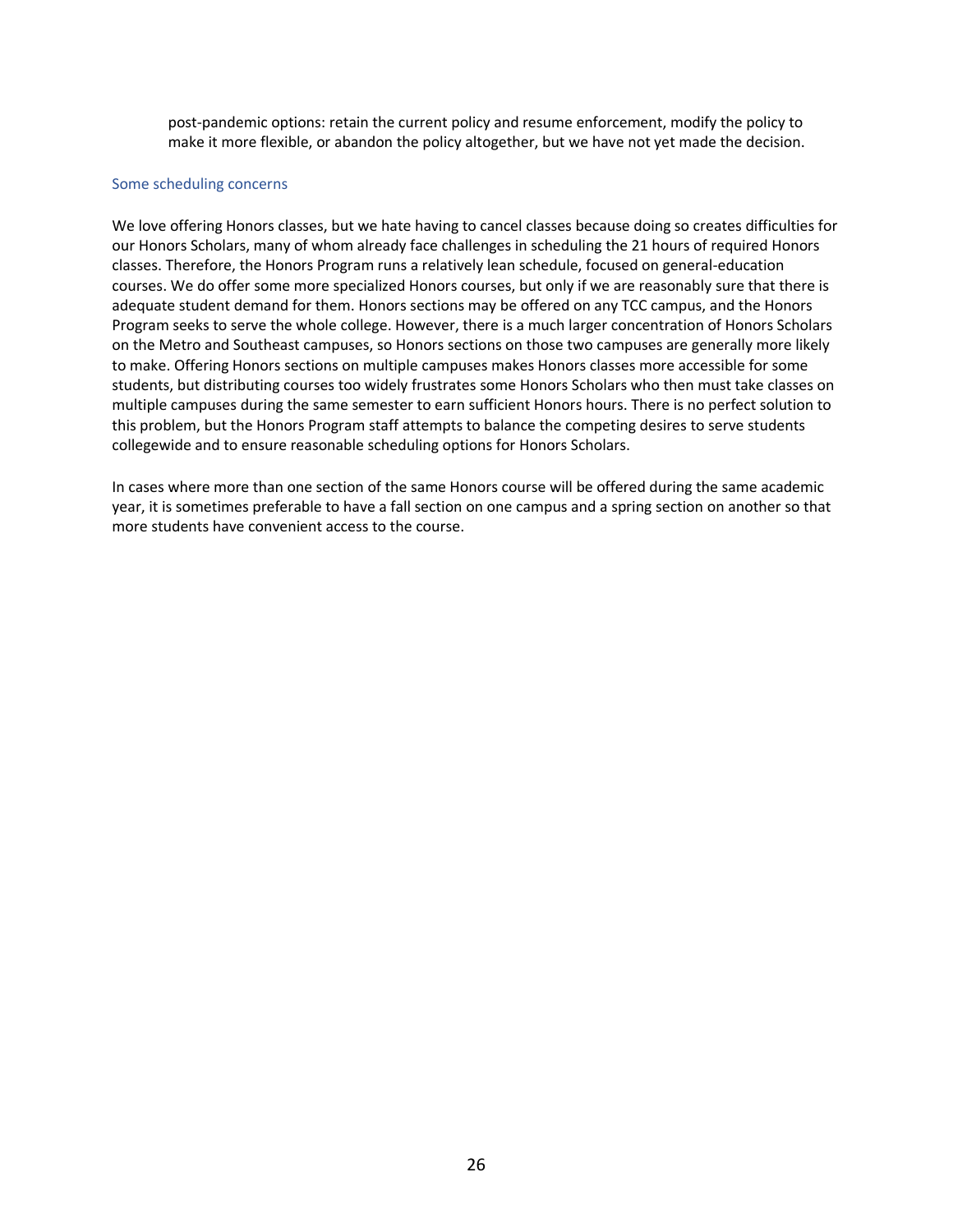post-pandemic options: retain the current policy and resume enforcement, modify the policy to make it more flexible, or abandon the policy altogether, but we have not yet made the decision.

### Some scheduling concerns

We love offering Honors classes, but we hate having to cancel classes because doing so creates difficulties for our Honors Scholars, many of whom already face challenges in scheduling the 21 hours of required Honors classes. Therefore, the Honors Program runs a relatively lean schedule, focused on general-education courses. We do offer some more specialized Honors courses, but only if we are reasonably sure that there is adequate student demand for them. Honors sections may be offered on any TCC campus, and the Honors Program seeks to serve the whole college. However, there is a much larger concentration of Honors Scholars on the Metro and Southeast campuses, so Honors sections on those two campuses are generally more likely to make. Offering Honors sections on multiple campuses makes Honors classes more accessible for some students, but distributing courses too widely frustrates some Honors Scholars who then must take classes on multiple campuses during the same semester to earn sufficient Honors hours. There is no perfect solution to this problem, but the Honors Program staff attempts to balance the competing desires to serve students collegewide and to ensure reasonable scheduling options for Honors Scholars.

In cases where more than one section of the same Honors course will be offered during the same academic year, it is sometimes preferable to have a fall section on one campus and a spring section on another so that more students have convenient access to the course.